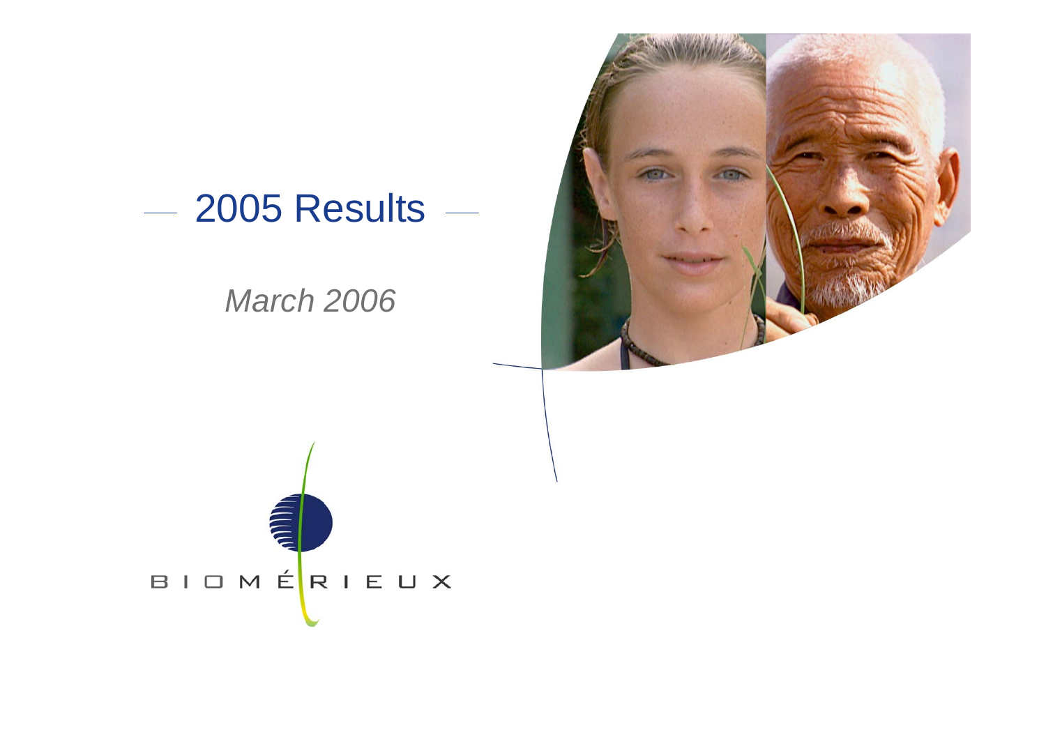# 2005 Results

*March 2006*

BIOMÉRIEUX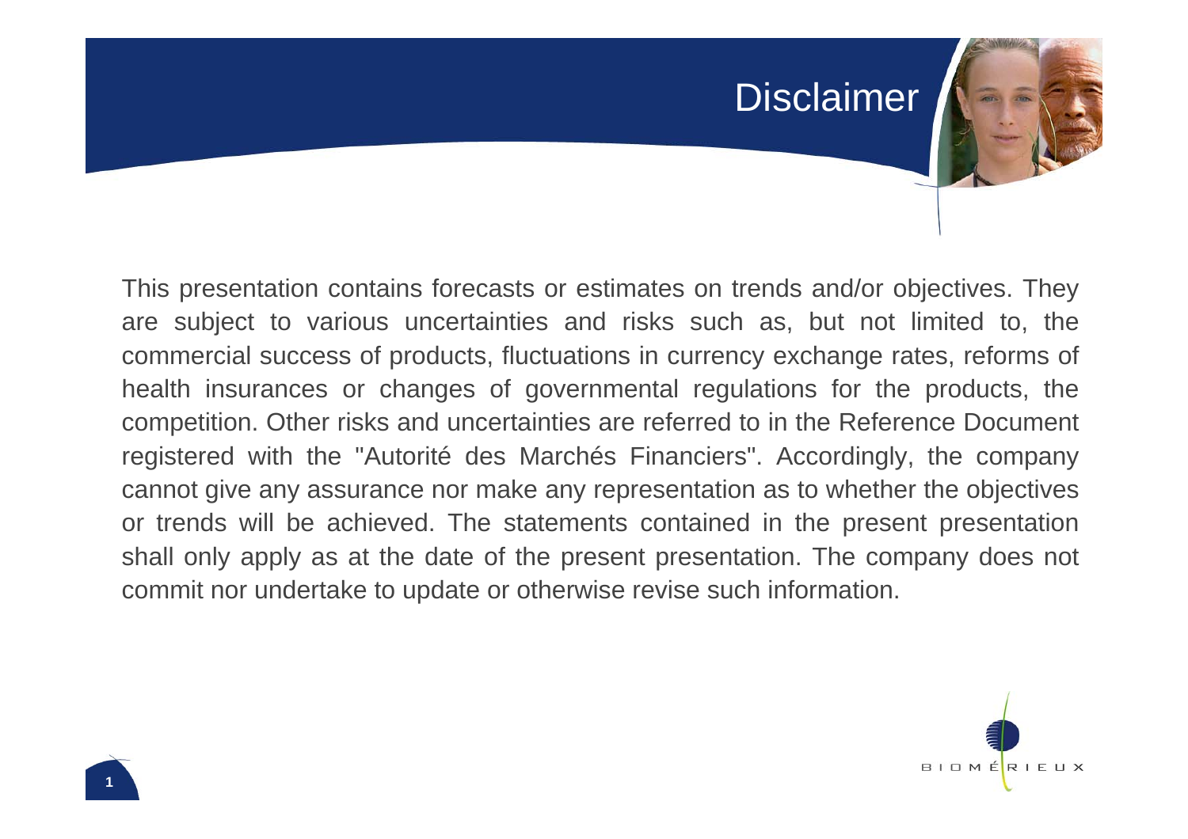# Disclaimer

This presentation contains forecasts or estimates on trends and/or objectives. They are subject to various uncertainties and risks such as, but not limited to, the commercial success of products, fluctuations in currency exchange rates, reforms of health insurances or changes of governmental regulations for the products, the competition. Other risks and uncertainties are referred to in the Reference Document registered with the "Autorité des Marchés Financiers". Accordingly, the company cannot give any assurance nor make any representation as to whether the objectives or trends will be achieved. The statements contained in the present presentation shall only apply as at the date of the present presentation. The company does not commit nor undertake to update or otherwise revise such information.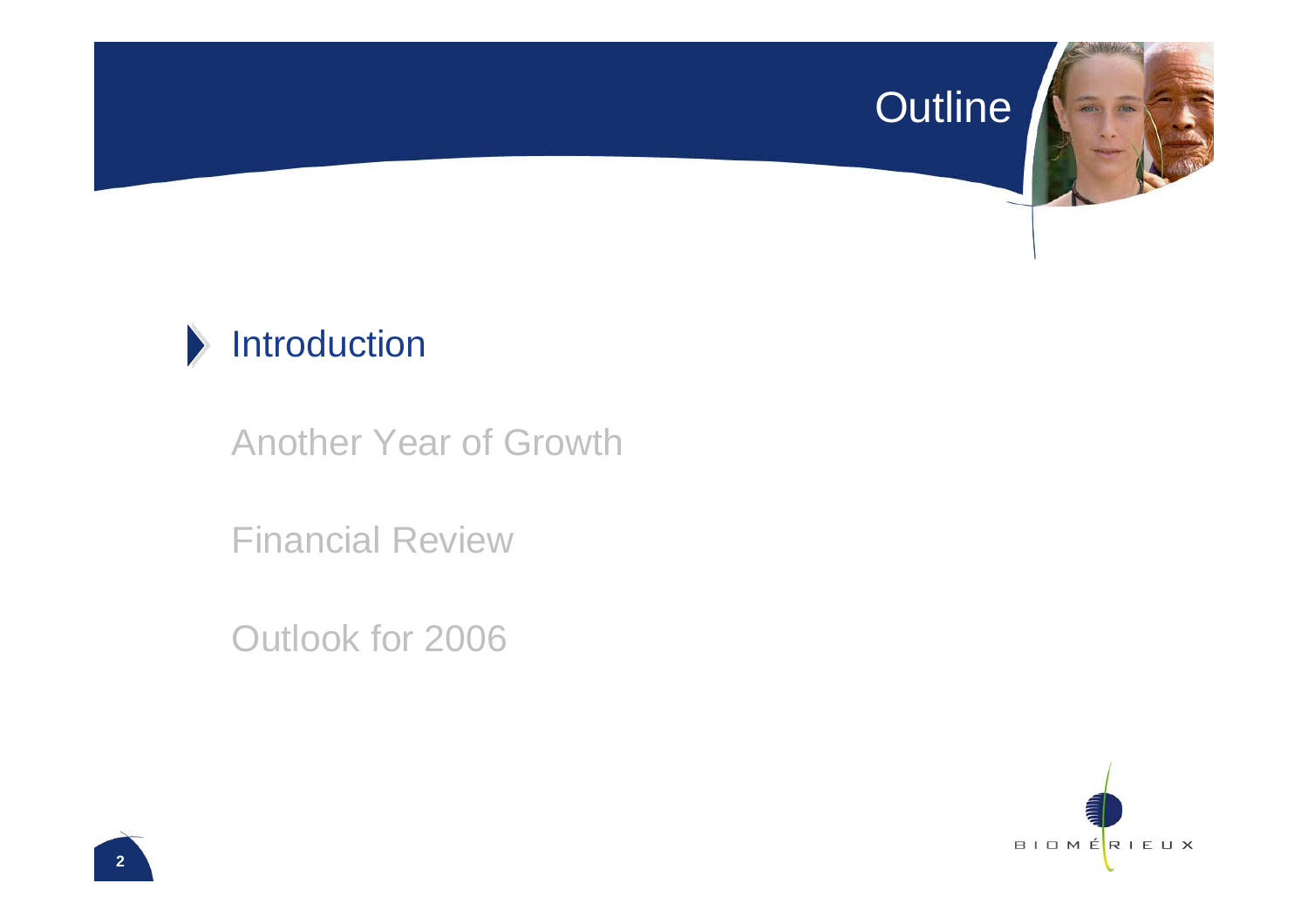# Outline

- **Introduction**
- Another Year of Growth
- Financial Review
- Outlook for 2006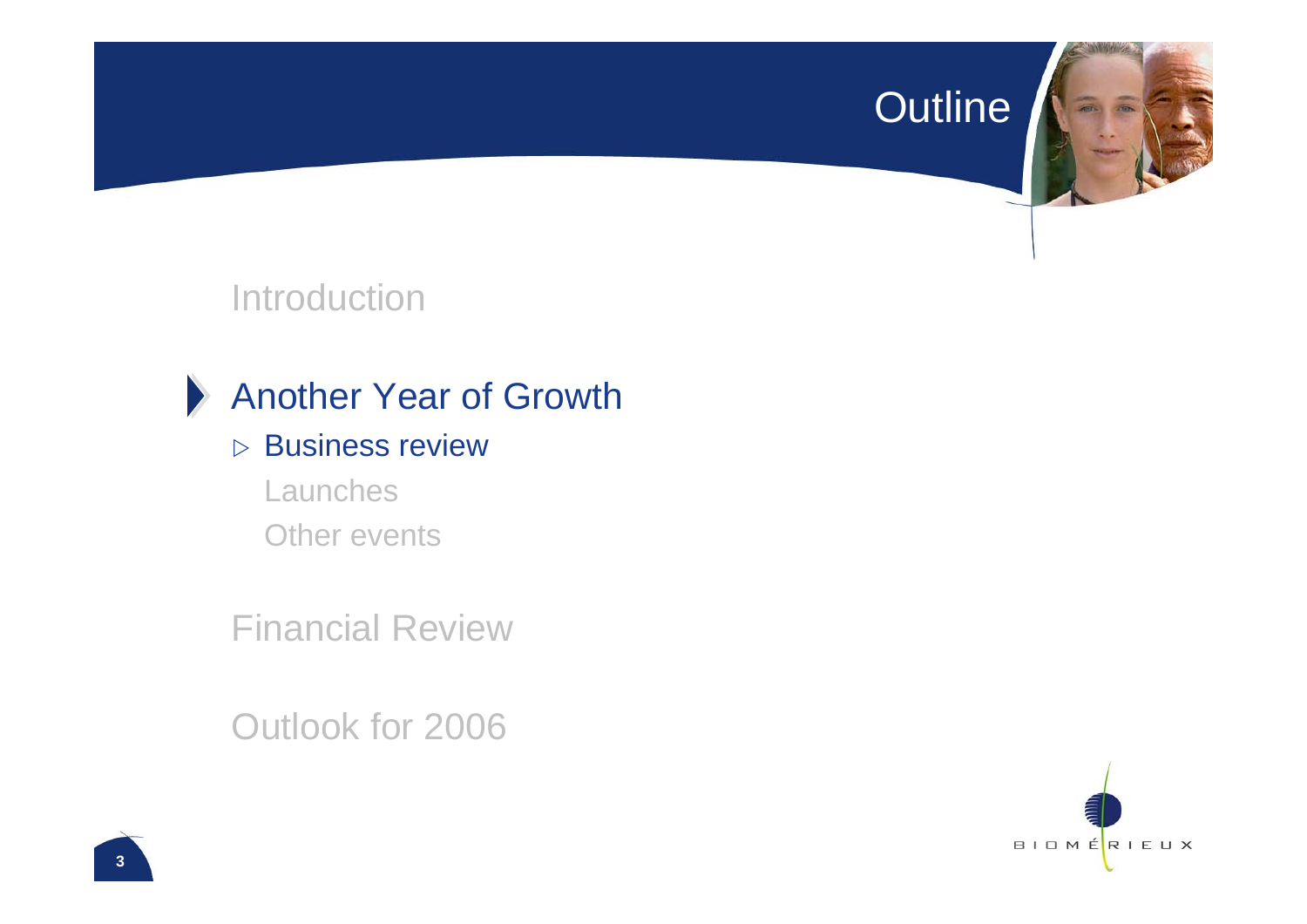# Outline

Introduction

## Another Year of Growth

- ▷ Business review
- Launches
- Other events

Financial Review

Outlook for 2006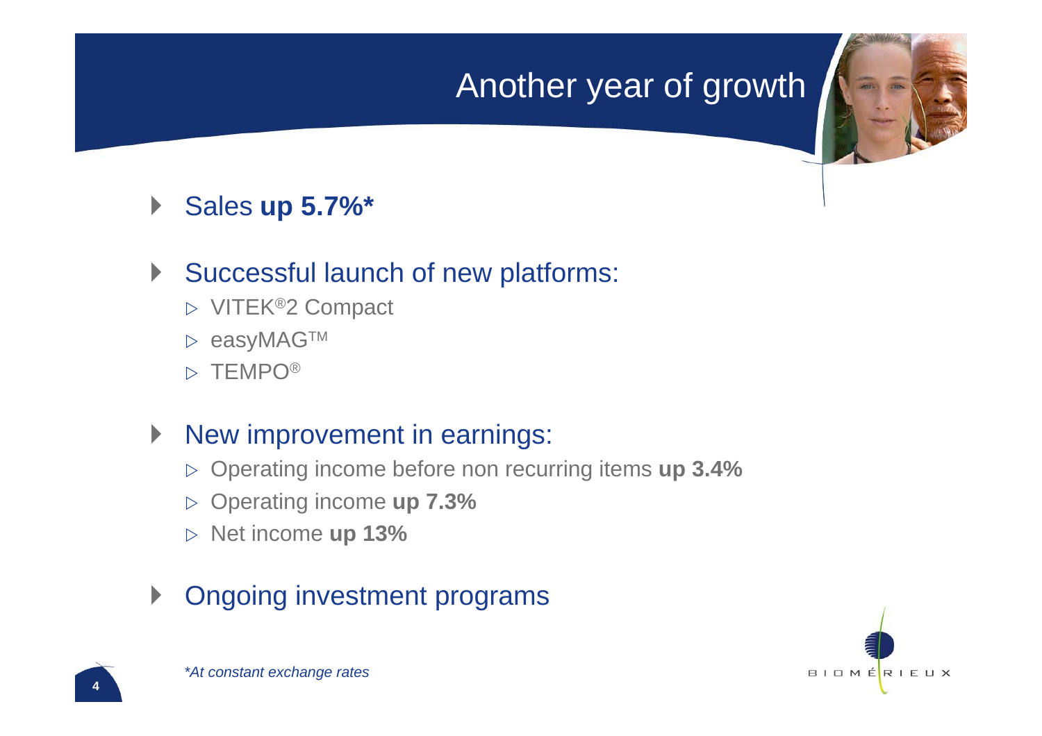# Another year of growth

- Sales **up 5.7%***

- Successful launch of new platforms:
  - VITEK®2 Compact
  - easyMAG™
  - TEMPO®

- New improvement in earnings:
  - Operating income before non recurring items **up 3.4%**
  - Operating income **up 7.3%**
  - Net income **up 13%**

- Ongoing investment programs

*\*At constant exchange rates*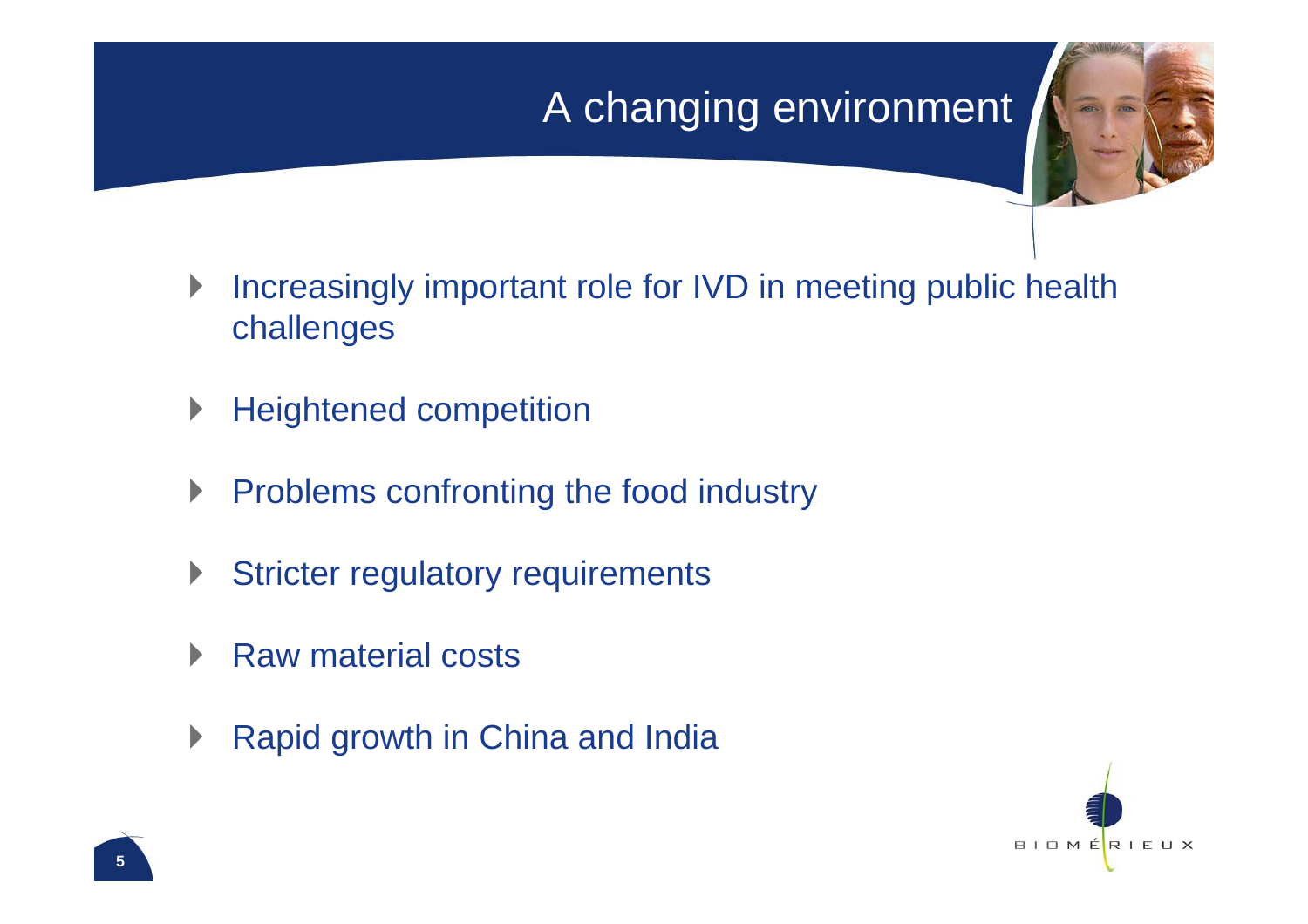# A changing environment

- Increasingly important role for IVD in meeting public health challenges
- Heightened competition
- Problems confronting the food industry
- Stricter regulatory requirements
- Raw material costs
- Rapid growth in China and India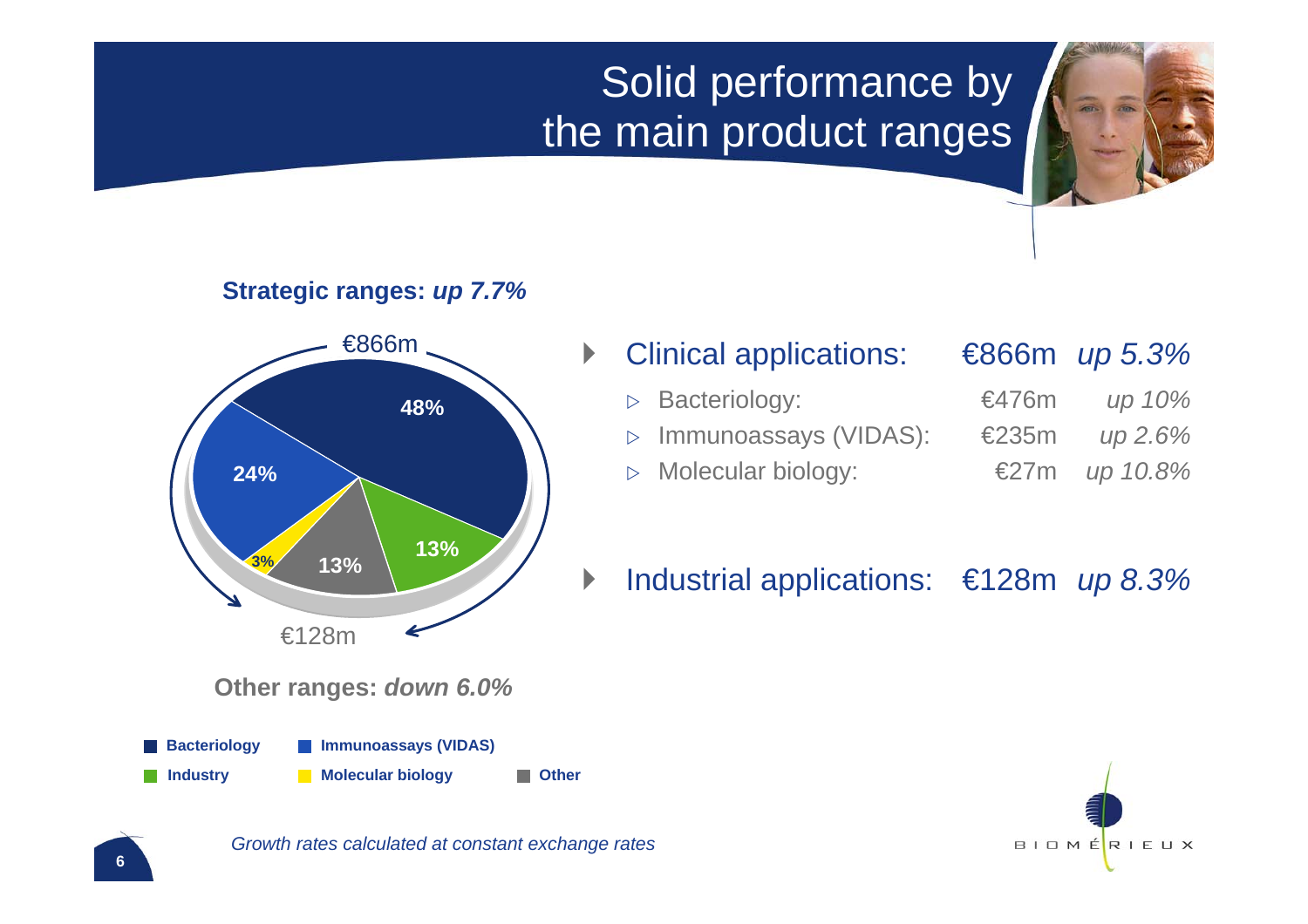# Solid performance by the main product ranges

**Strategic ranges:** ***up 7.7%***

€866m

48%

24%

3%

13%

13%

€128m

**Other ranges:** ***down 6.0%***

- **Bacteriology**
- **Immunoassays (VIDAS)**
- **Industry**
- **Molecular biology**
- **Other**

| | | |
|---|---|---|
| Clinical applications: | €866m | *up 5.3%* |
| ▷ Bacteriology: | €476m | *up 10%* |
| ▷ Immunoassays (VIDAS): | €235m | *up 2.6%* |
| ▷ Molecular biology: | €27m | *up 10.8%* |
| Industrial applications: | €128m | *up 8.3%* |

*Growth rates calculated at constant exchange rates*

BIOMÉRIEUX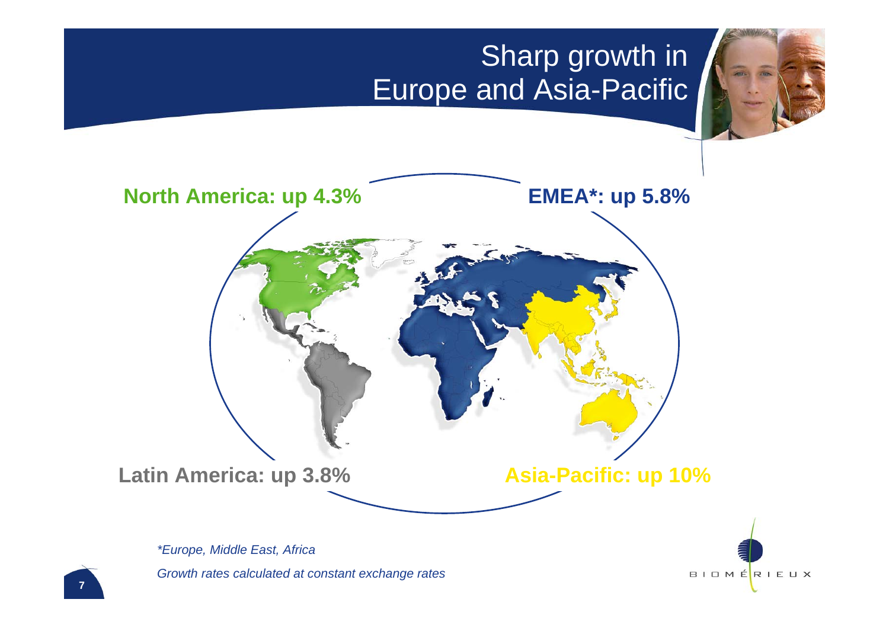# Sharp growth in Europe and Asia-Pacific

**North America: up 4.3%**

**EMEA*: up 5.8%**

**Latin America: up 3.8%**

**Asia-Pacific: up 10%**

*\*Europe, Middle East, Africa*

*Growth rates calculated at constant exchange rates*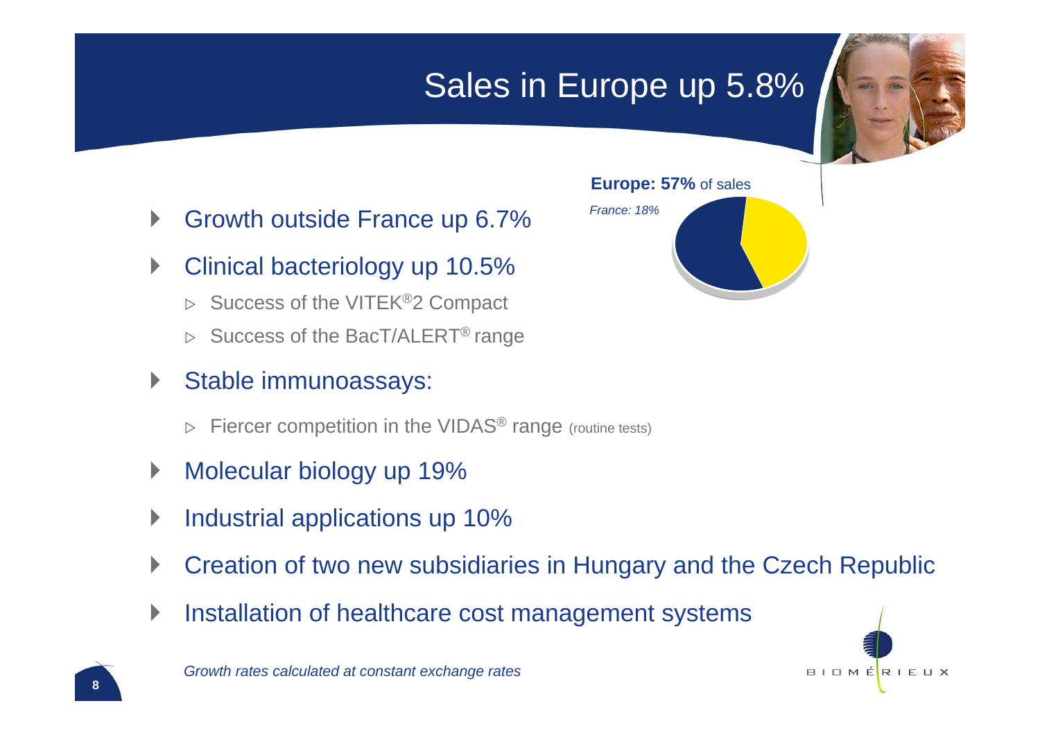# Sales in Europe up 5.8%

**Europe: 57%** of sales

*France: 18%*

- Growth outside France up 6.7%
- Clinical bacteriology up 10.5%
  - Success of the VITEK®2 Compact
  - Success of the BacT/ALERT® range
- Stable immunoassays:
  - Fiercer competition in the VIDAS® range (routine tests)
- Molecular biology up 19%
- Industrial applications up 10%
- Creation of two new subsidiaries in Hungary and the Czech Republic
- Installation of healthcare cost management systems

*Growth rates calculated at constant exchange rates*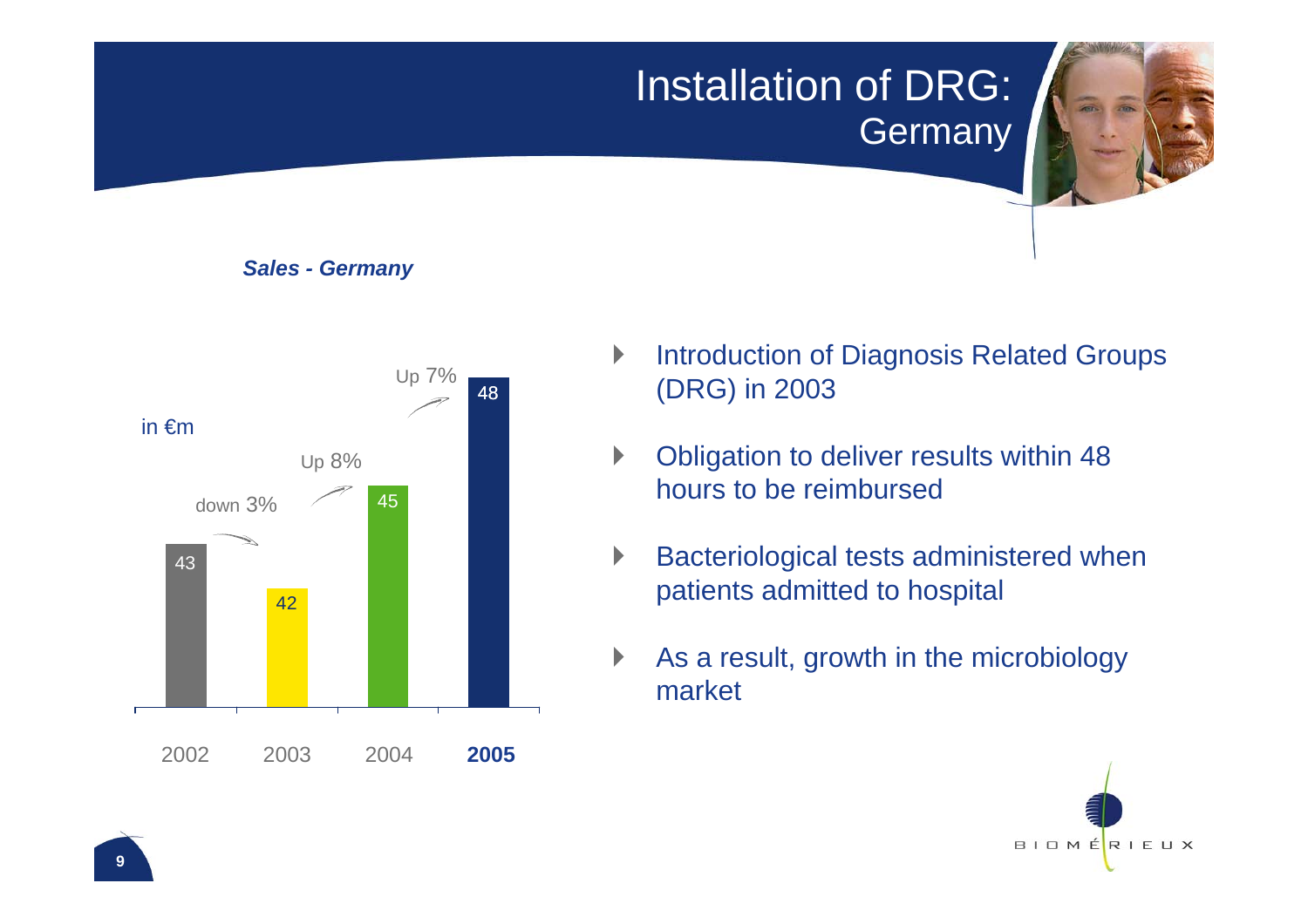# Installation of DRG: Germany

***Sales - Germany***

in €m

| Year | Sales (€m) | Change |
|---|---|---|
| 2002 | 43 | |
| 2003 | 42 | down 3% |
| 2004 | 45 | Up 8% |
| **2005** | 48 | Up 7% |

- Introduction of Diagnosis Related Groups (DRG) in 2003
- Obligation to deliver results within 48 hours to be reimbursed
- Bacteriological tests administered when patients admitted to hospital
- As a result, growth in the microbiology market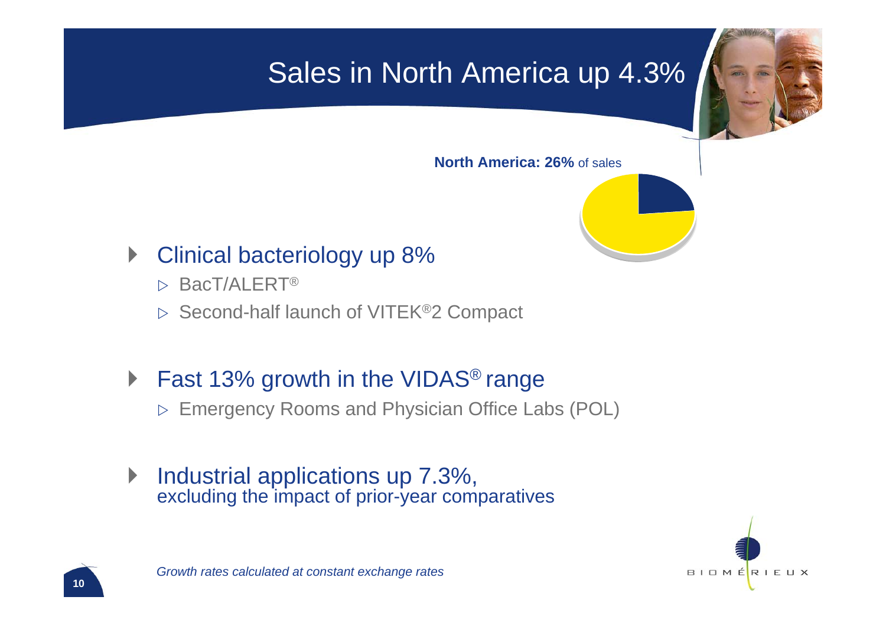# Sales in North America up 4.3%

**North America: 26%** of sales

- Clinical bacteriology up 8%
  - BacT/ALERT®
  - Second-half launch of VITEK®2 Compact
- Fast 13% growth in the VIDAS® range
  - Emergency Rooms and Physician Office Labs (POL)
- Industrial applications up 7.3%, excluding the impact of prior-year comparatives

*Growth rates calculated at constant exchange rates*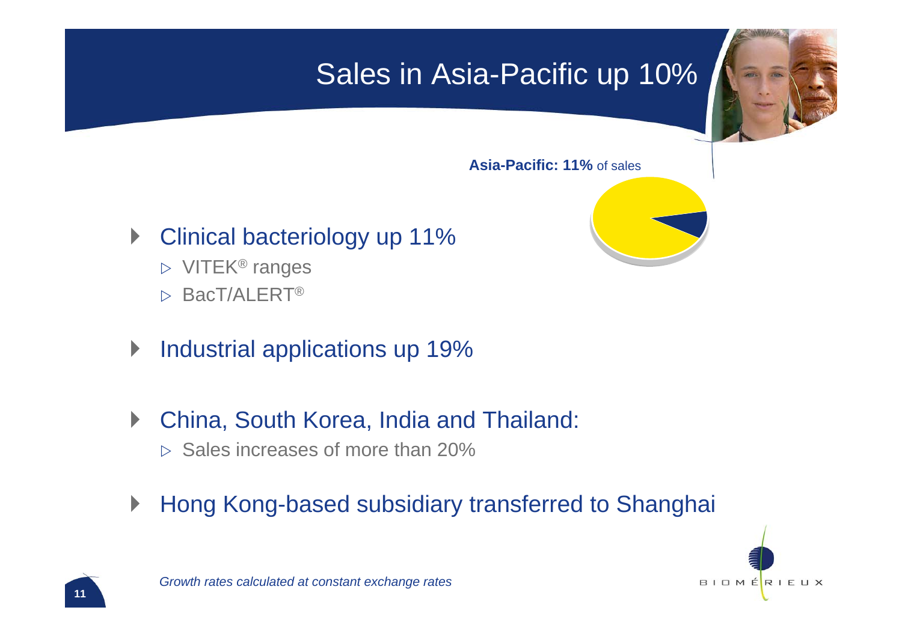# Sales in Asia-Pacific up 10%

**Asia-Pacific: 11%** of sales

- Clinical bacteriology up 11%
  - VITEK® ranges
  - BacT/ALERT®
- Industrial applications up 19%
- China, South Korea, India and Thailand:
  - Sales increases of more than 20%
- Hong Kong-based subsidiary transferred to Shanghai

*Growth rates calculated at constant exchange rates*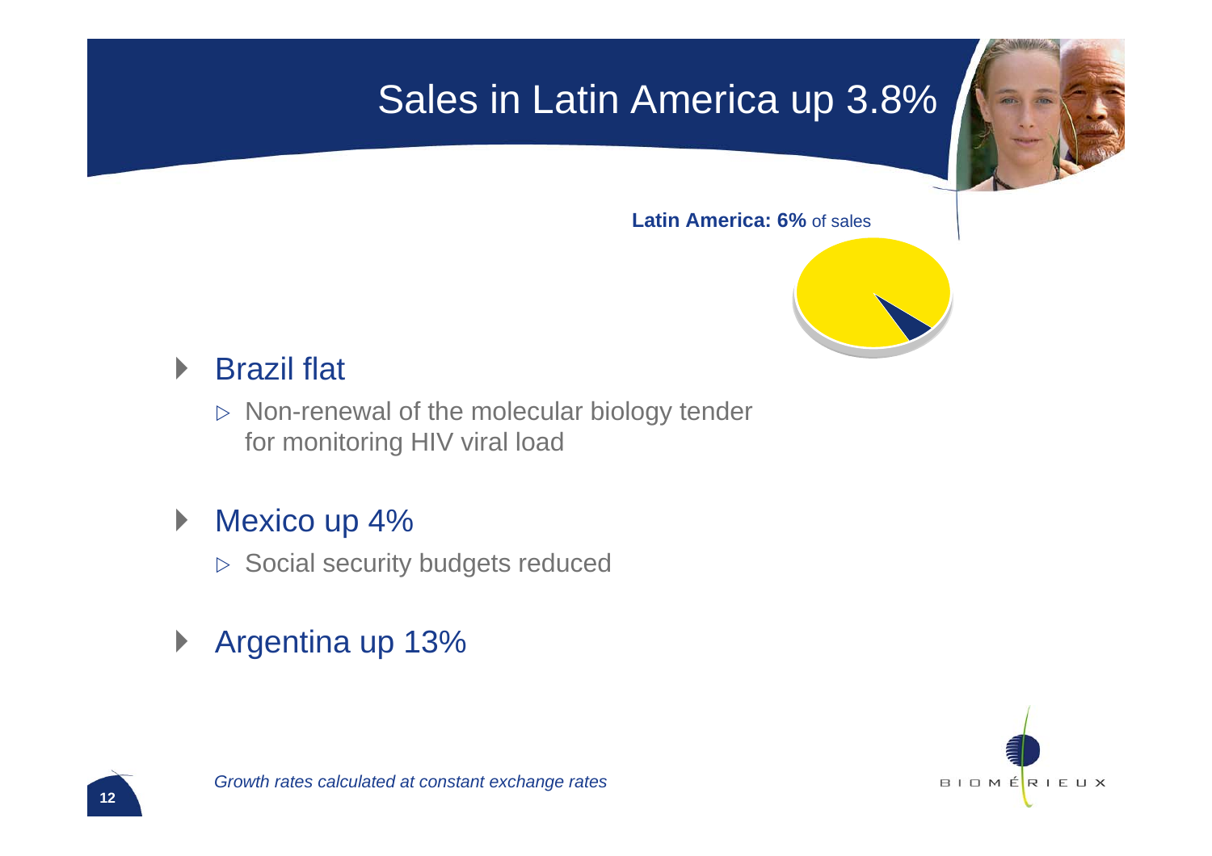# Sales in Latin America up 3.8%

**Latin America: 6%** of sales

- Brazil flat
  - Non-renewal of the molecular biology tender for monitoring HIV viral load
- Mexico up 4%
  - Social security budgets reduced
- Argentina up 13%

*Growth rates calculated at constant exchange rates*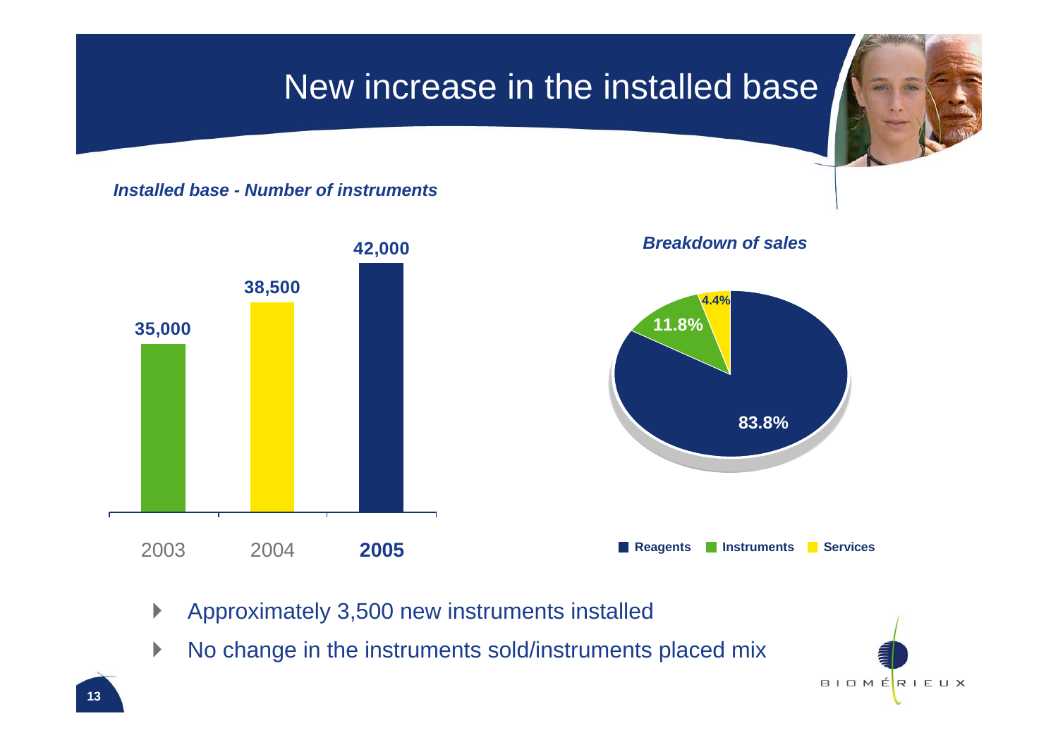# New increase in the installed base

*Installed base - Number of instruments*

| Year | Number of instruments |
|---|---|
| 2003 | 35,000 |
| 2004 | 38,500 |
| **2005** | **42,000** |

*Breakdown of sales*

| Category | Share |
|---|---|
| Reagents | 83.8% |
| Instruments | 11.8% |
| Services | 4.4% |

- Approximately 3,500 new instruments installed
- No change in the instruments sold/instruments placed mix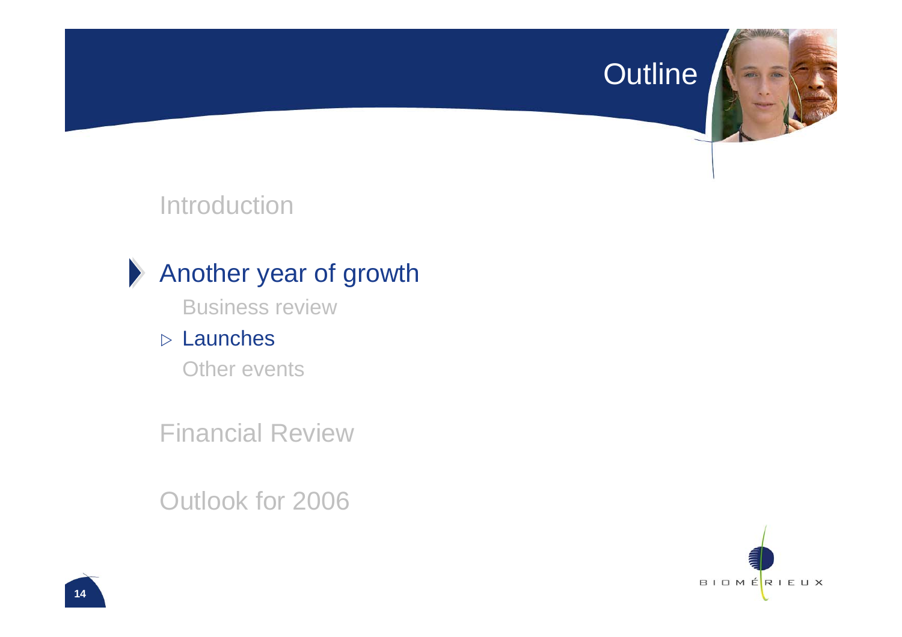# Outline

Introduction

- Another year of growth
  - Business review
  - Launches
  - Other events

Financial Review

Outlook for 2006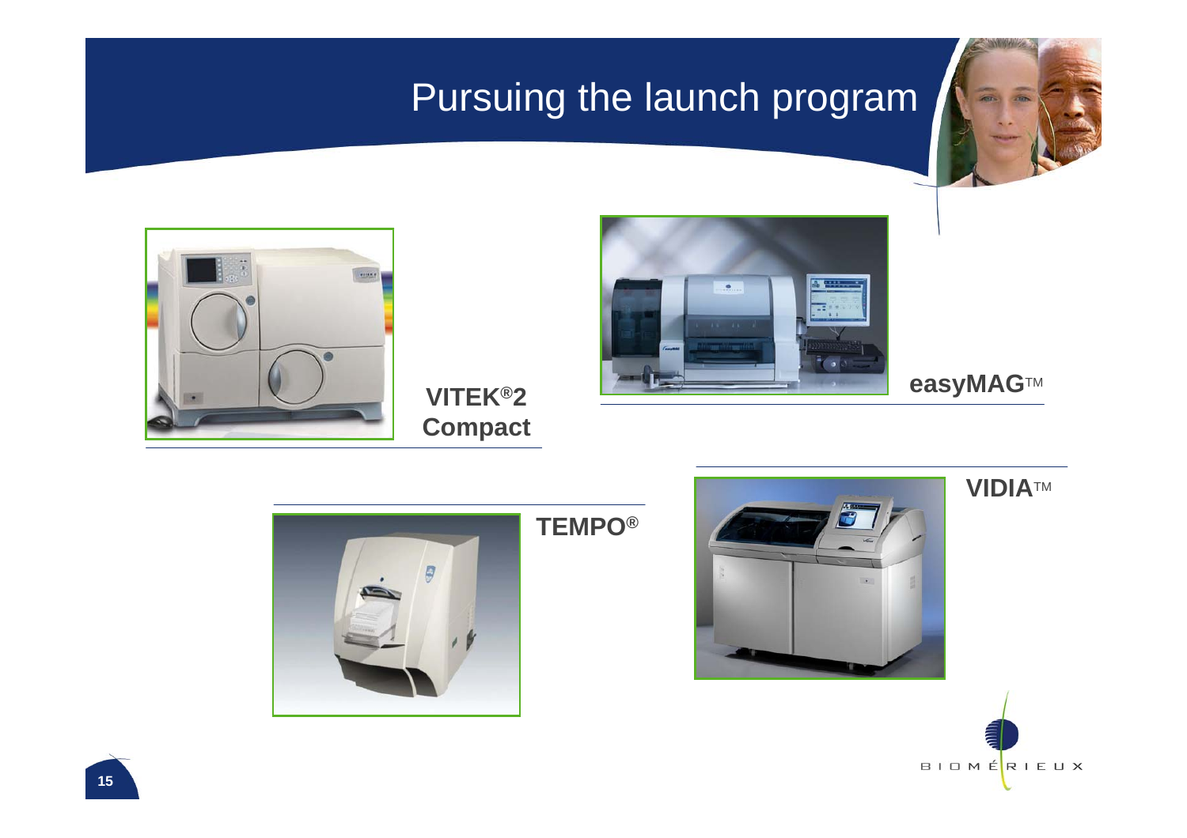# Pursuing the launch program

VITEK®2 Compact

easyMAG™

TEMPO®

VIDIA™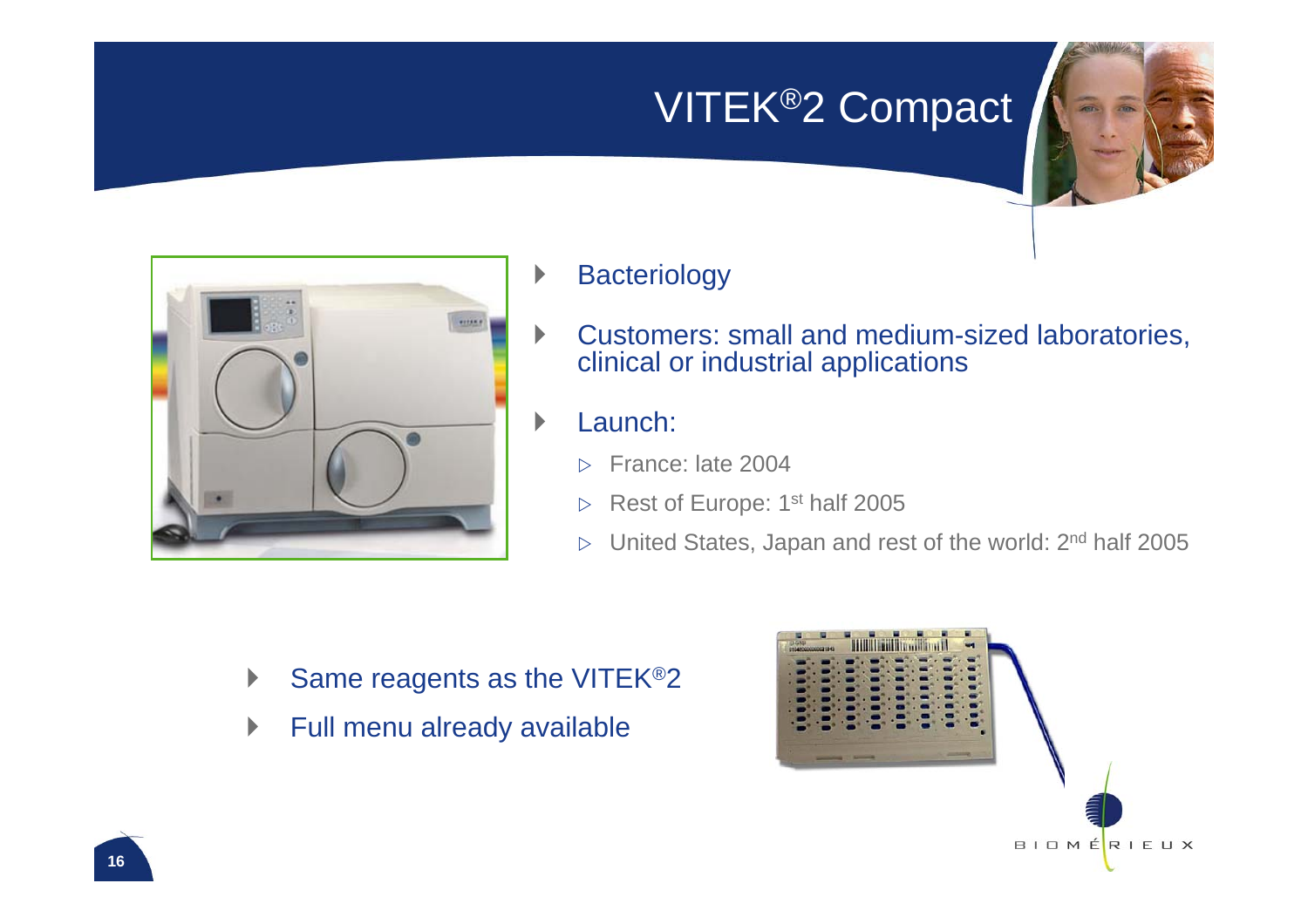# VITEK®2 Compact

- Bacteriology
- Customers: small and medium-sized laboratories, clinical or industrial applications
- Launch:
  - France: late 2004
  - Rest of Europe: 1st half 2005
  - United States, Japan and rest of the world: 2nd half 2005

- Same reagents as the VITEK®2
- Full menu already available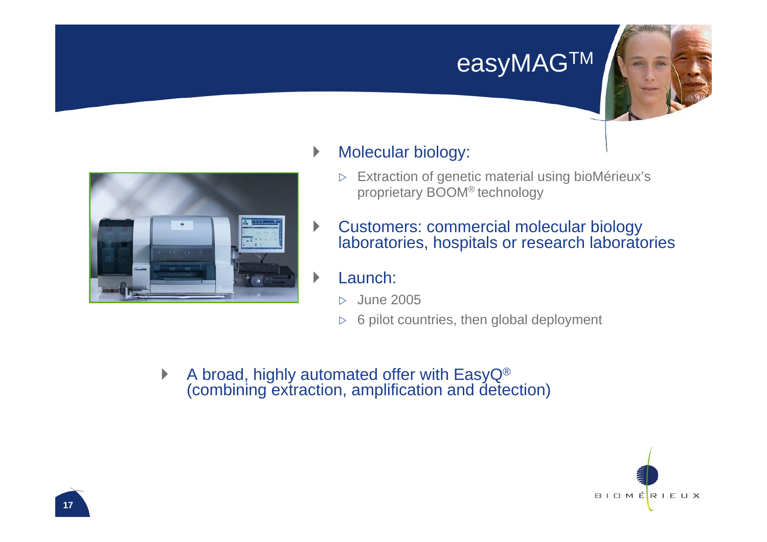# easyMAG™

- Molecular biology:
  - Extraction of genetic material using bioMérieux's proprietary BOOM® technology
- Customers: commercial molecular biology laboratories, hospitals or research laboratories
- Launch:
  - June 2005
  - 6 pilot countries, then global deployment

- A broad, highly automated offer with EasyQ® (combining extraction, amplification and detection)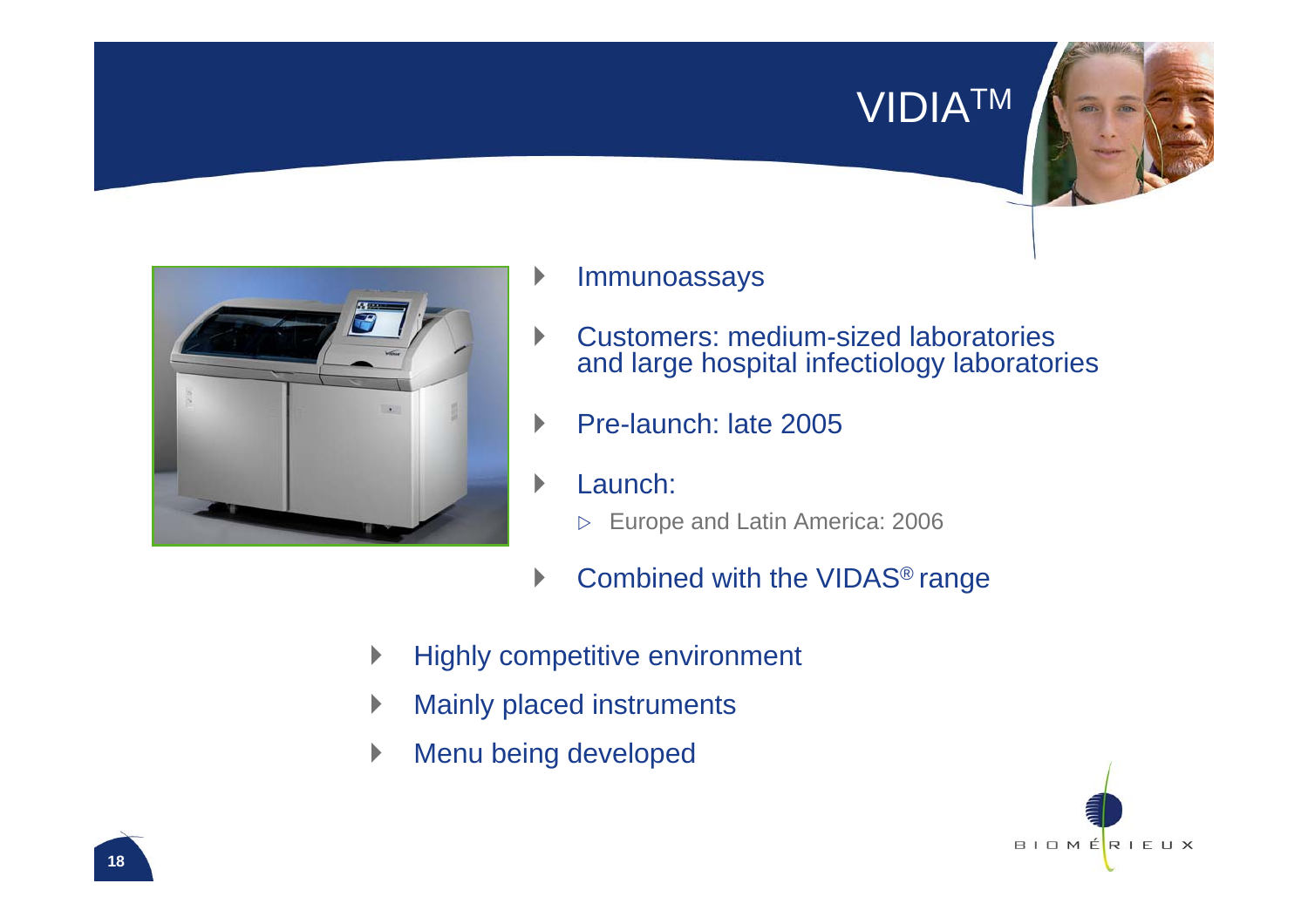# VIDIA™

- Immunoassays
- Customers: medium-sized laboratories and large hospital infectiology laboratories
- Pre-launch: late 2005
- Launch:
  - Europe and Latin America: 2006
- Combined with the VIDAS® range

- Highly competitive environment
- Mainly placed instruments
- Menu being developed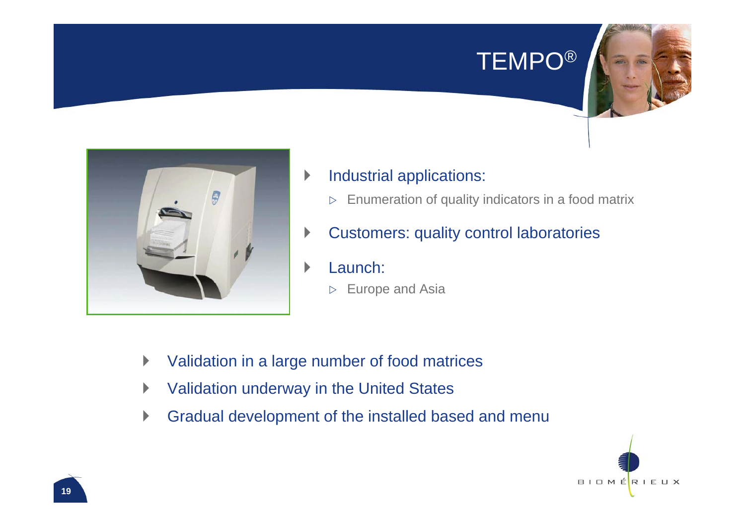# TEMPO®

- Industrial applications:
  - Enumeration of quality indicators in a food matrix
- Customers: quality control laboratories
- Launch:
  - Europe and Asia

- Validation in a large number of food matrices
- Validation underway in the United States
- Gradual development of the installed based and menu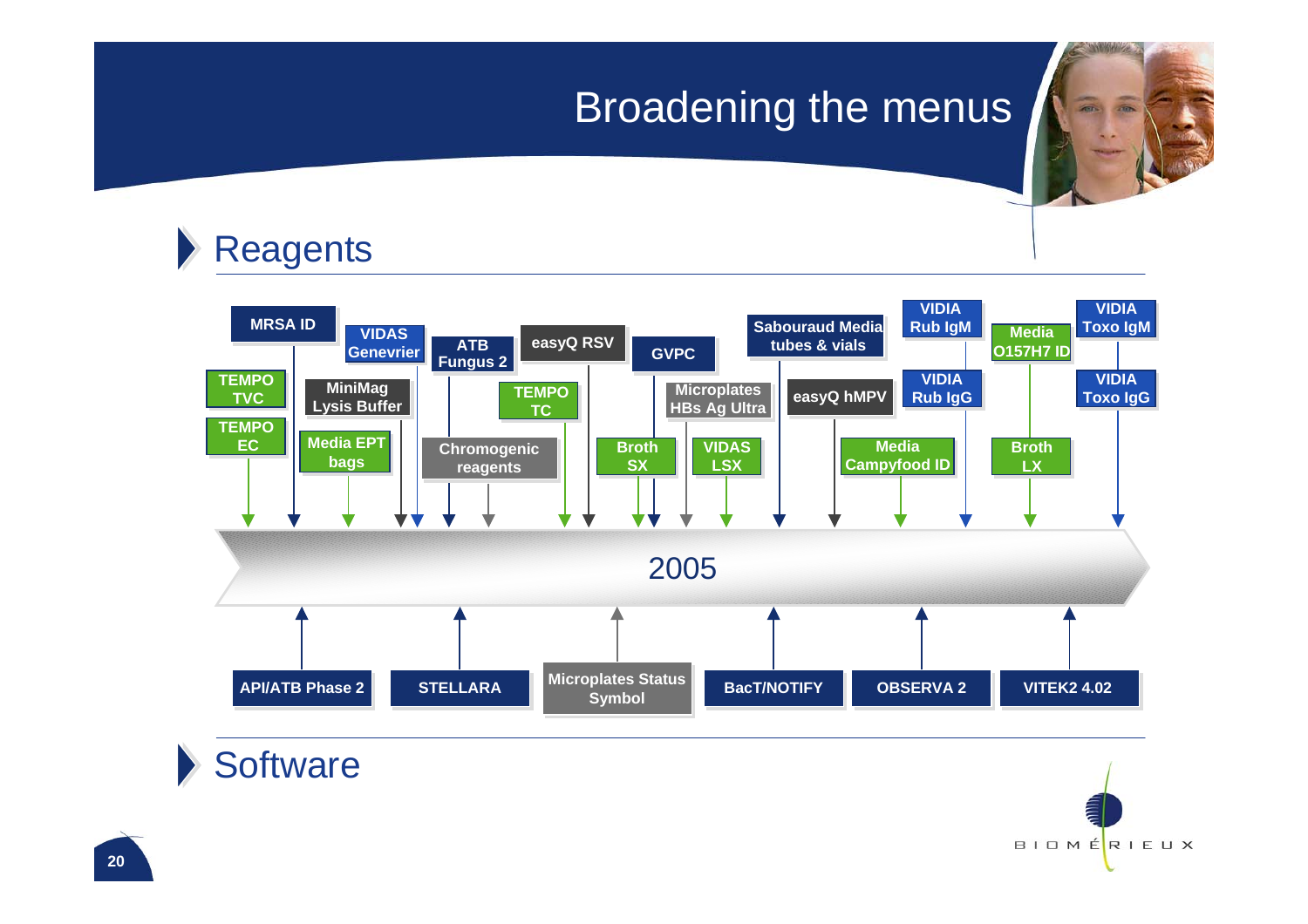# Broadening the menus

## Reagents

- MRSA ID
- VIDAS Genevrier
- ATB Fungus 2
- easyQ RSV
- GVPC
- Sabouraud Media tubes & vials
- VIDIA Rub IgM
- Media O157H7 ID
- VIDIA Toxo IgM
- TEMPO TVC
- MiniMag Lysis Buffer
- TEMPO TC
- Microplates HBs Ag Ultra
- easyQ hMPV
- VIDIA Rub IgG
- VIDIA Toxo IgG
- TEMPO EC
- Media EPT bags
- Chromogenic reagents
- Broth SX
- VIDAS LSX
- Media Campyfood ID
- Broth LX

2005

- API/ATB Phase 2
- STELLARA
- Microplates Status Symbol
- BacT/NOTIFY
- OBSERVA 2
- VITEK2 4.02

## Software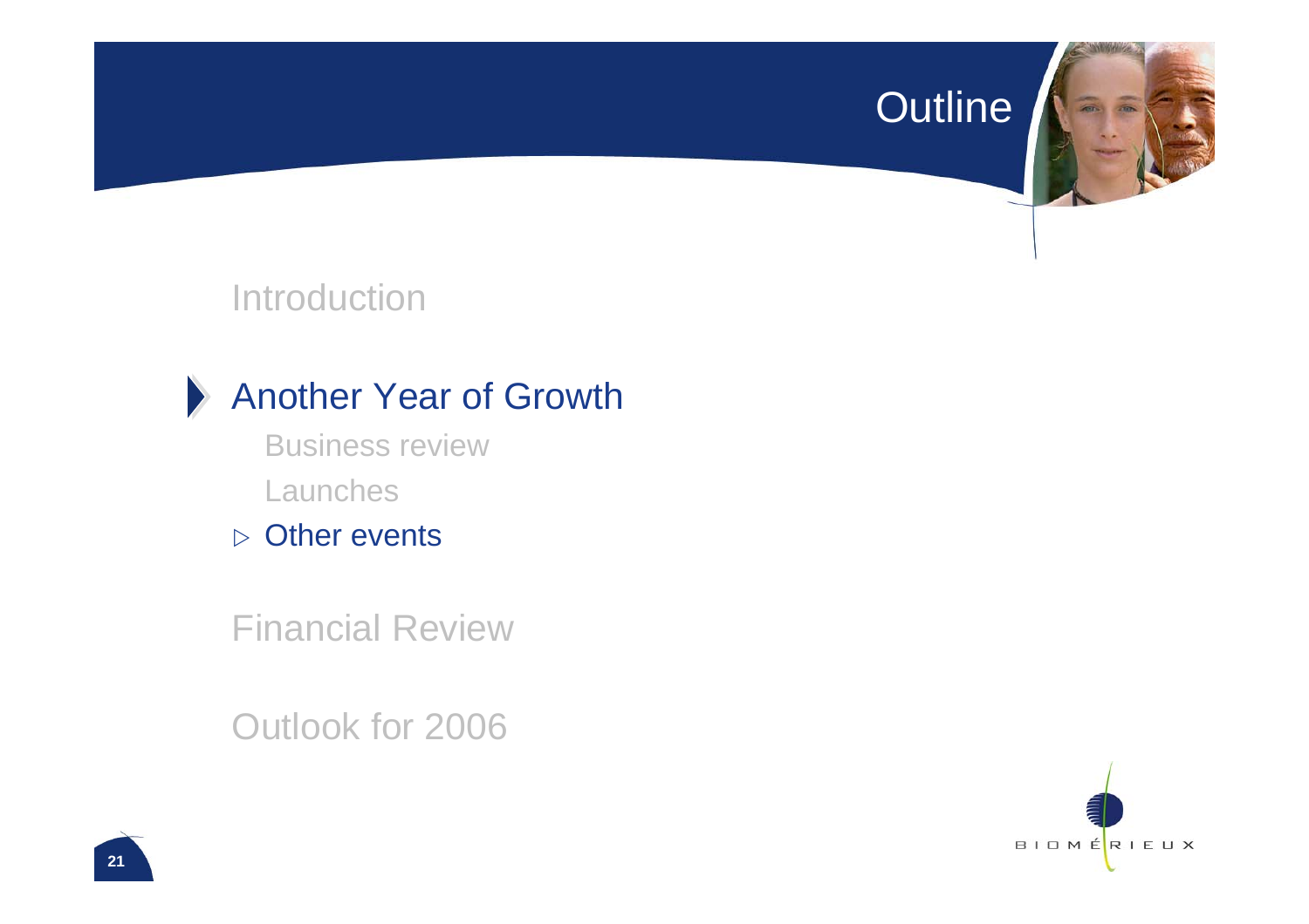# Outline

Introduction

**Another Year of Growth**

- Business review
- Launches
- Other events

Financial Review

Outlook for 2006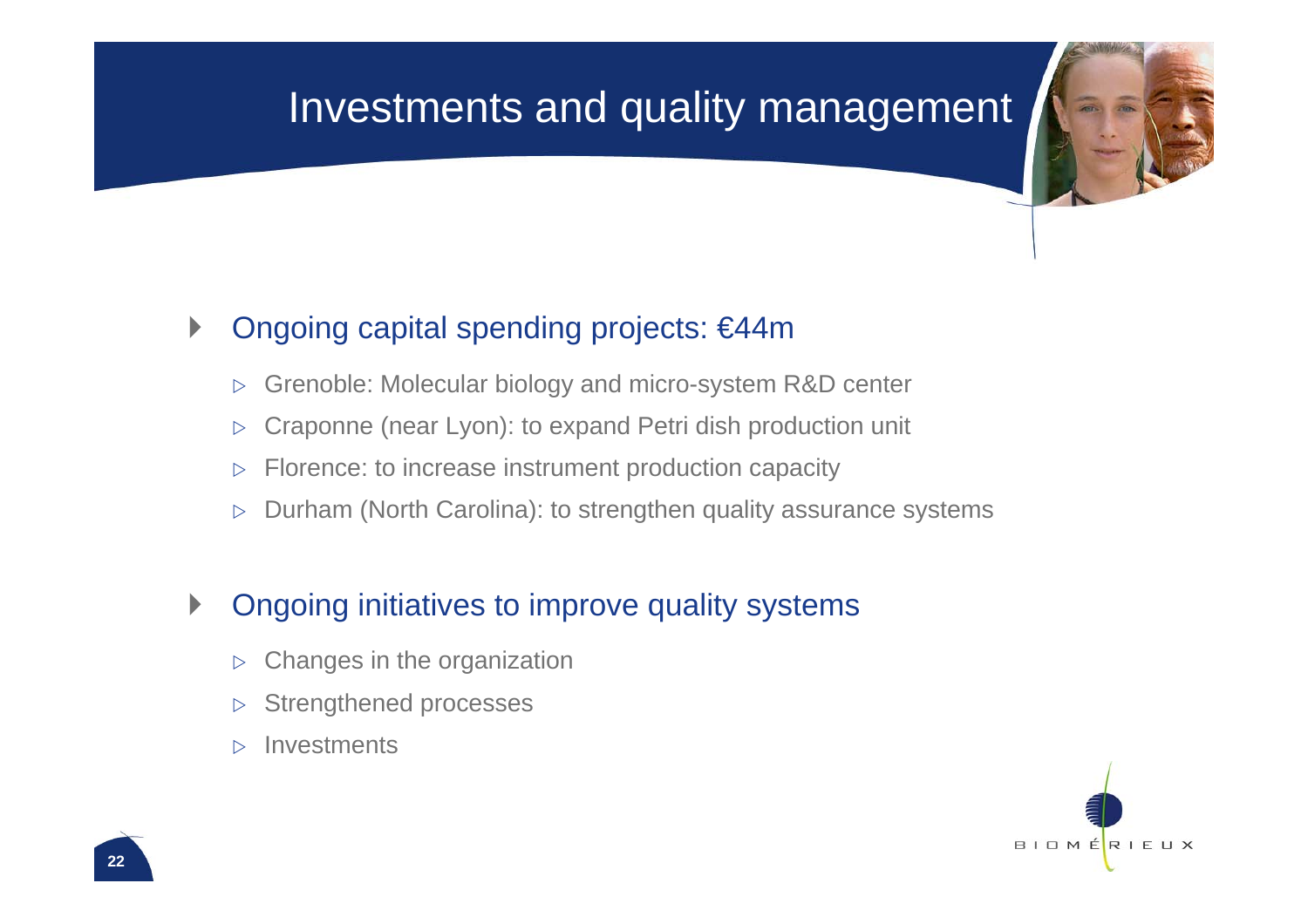# Investments and quality management

- Ongoing capital spending projects: €44m
  - Grenoble: Molecular biology and micro-system R&D center
  - Craponne (near Lyon): to expand Petri dish production unit
  - Florence: to increase instrument production capacity
  - Durham (North Carolina): to strengthen quality assurance systems

- Ongoing initiatives to improve quality systems
  - Changes in the organization
  - Strengthened processes
  - Investments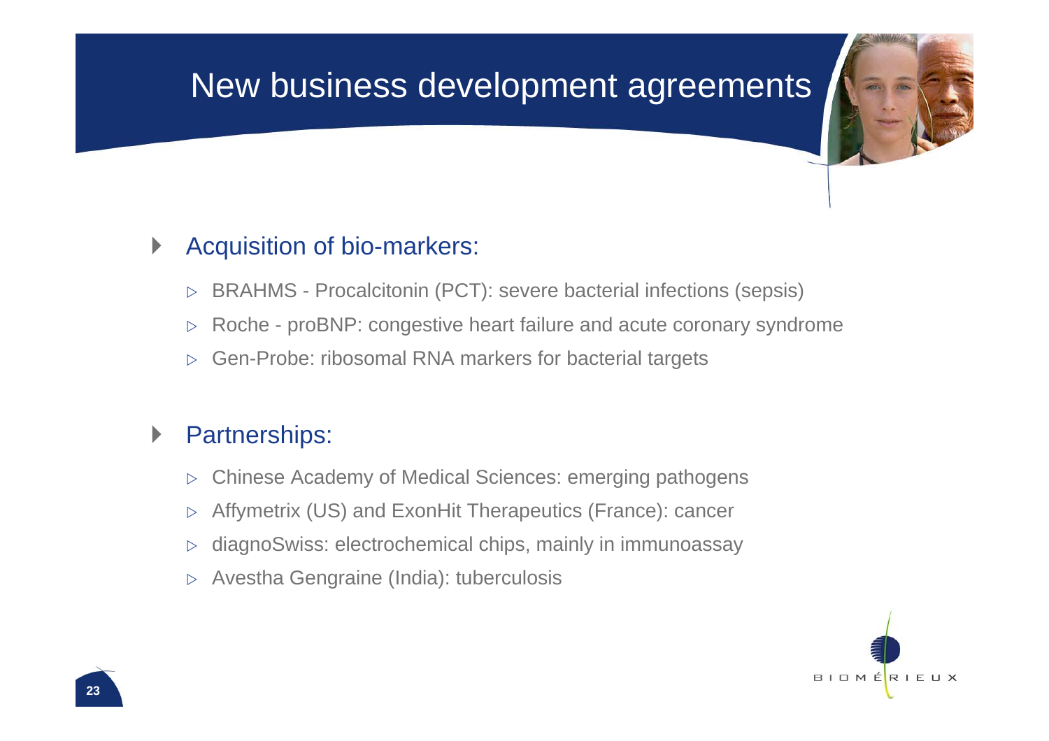# New business development agreements

- Acquisition of bio-markers:
  - BRAHMS - Procalcitonin (PCT): severe bacterial infections (sepsis)
  - Roche - proBNP: congestive heart failure and acute coronary syndrome
  - Gen-Probe: ribosomal RNA markers for bacterial targets

- Partnerships:
  - Chinese Academy of Medical Sciences: emerging pathogens
  - Affymetrix (US) and ExonHit Therapeutics (France): cancer
  - diagnoSwiss: electrochemical chips, mainly in immunoassay
  - Avestha Gengraine (India): tuberculosis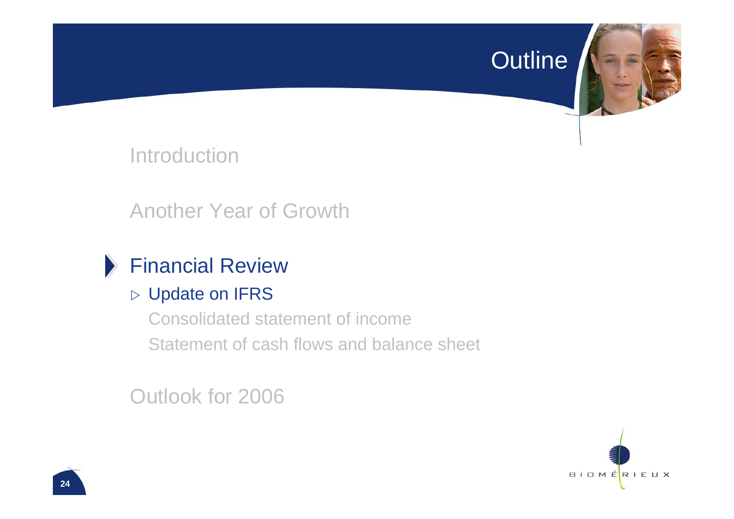# Outline

Introduction

Another Year of Growth

Financial Review

- ▷ Update on IFRS
- Consolidated statement of income
- Statement of cash flows and balance sheet

Outlook for 2006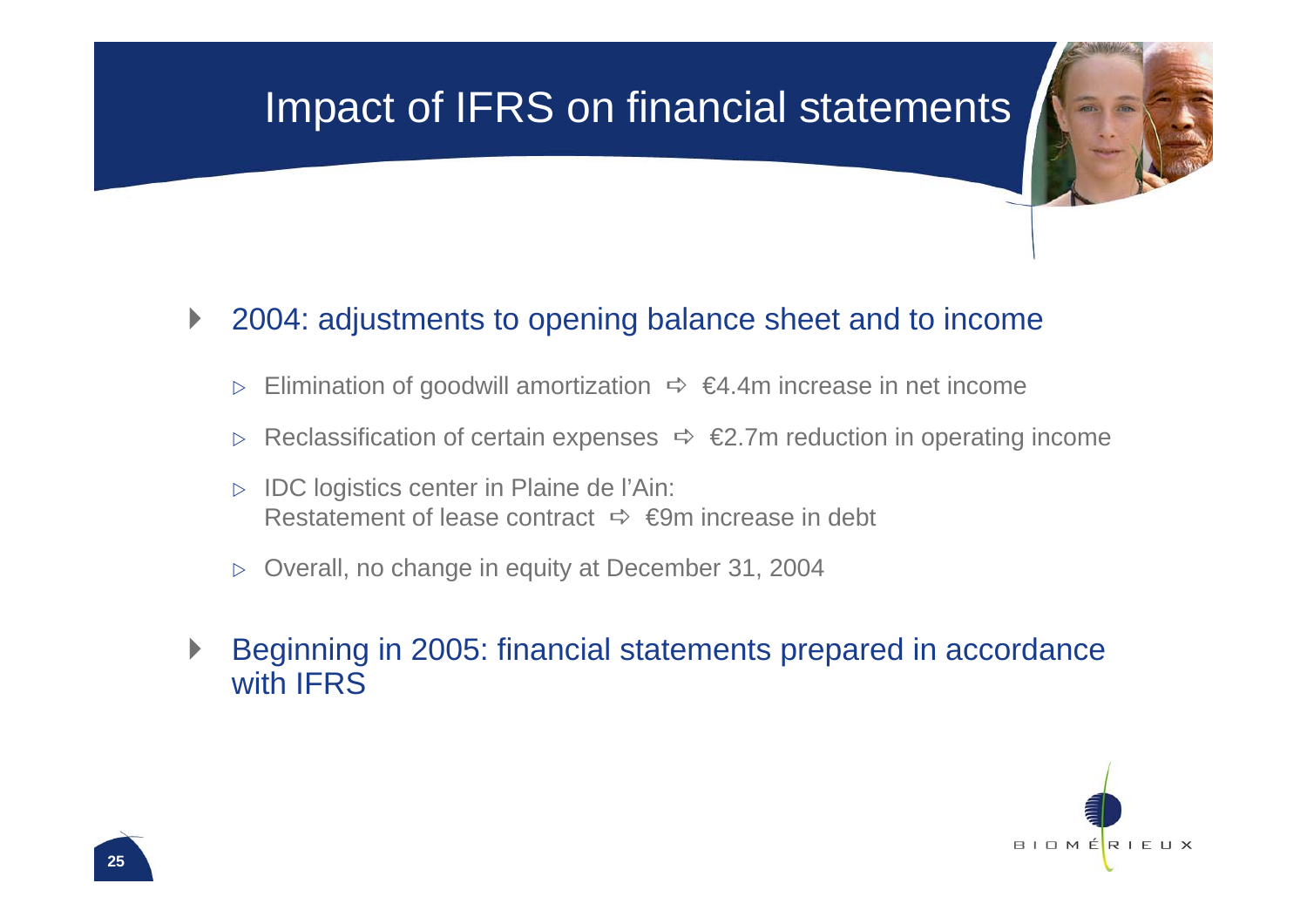# Impact of IFRS on financial statements

- 2004: adjustments to opening balance sheet and to income
  - Elimination of goodwill amortization ⇨ €4.4m increase in net income
  - Reclassification of certain expenses ⇨ €2.7m reduction in operating income
  - IDC logistics center in Plaine de l'Ain:
    Restatement of lease contract ⇨ €9m increase in debt
  - Overall, no change in equity at December 31, 2004
- Beginning in 2005: financial statements prepared in accordance with IFRS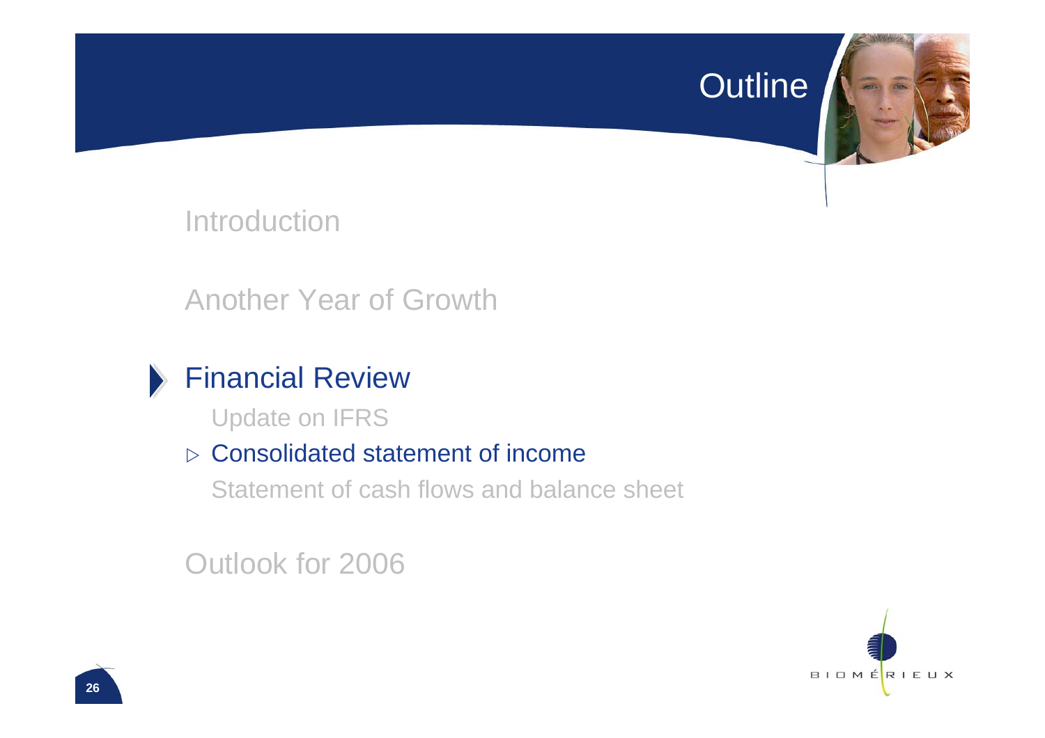# Outline

Introduction

Another Year of Growth

**Financial Review**

- Update on IFRS
- ▷ Consolidated statement of income
- Statement of cash flows and balance sheet

Outlook for 2006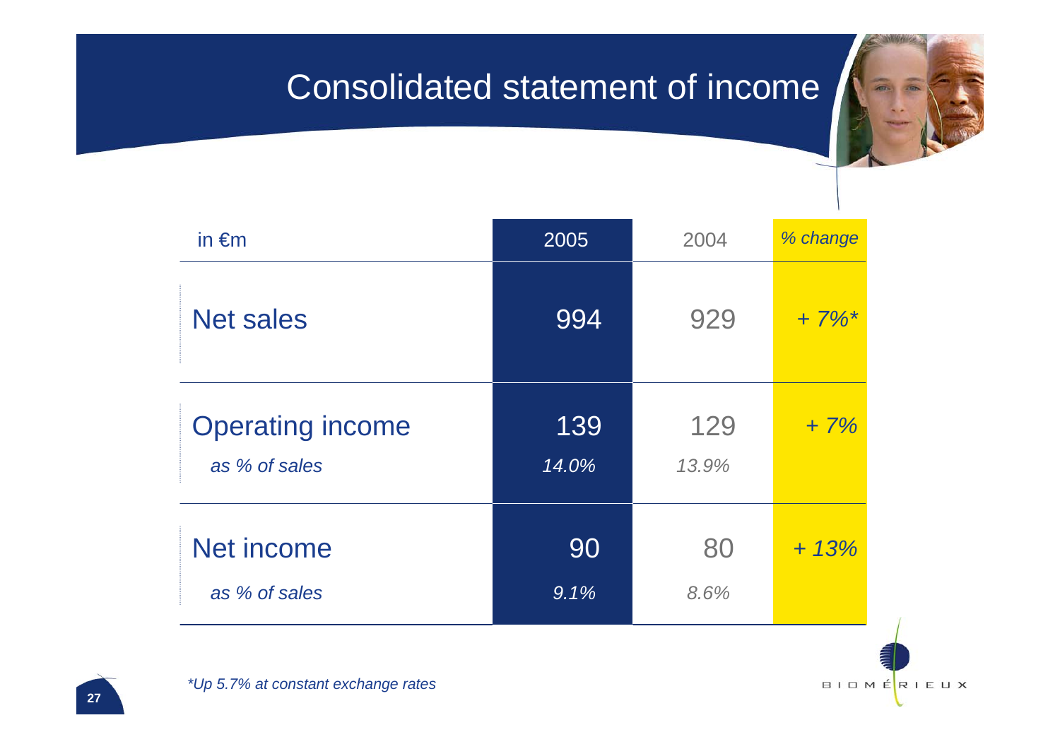# Consolidated statement of income

| in €m | 2005 | 2004 | % change |
|---|---|---|---|
| Net sales | 994 | 929 | + 7%* |
| Operating income | 139 | 129 | + 7% |
| *as % of sales* | *14.0%* | *13.9%* | |
| Net income | 90 | 80 | + 13% |
| *as % of sales* | *9.1%* | *8.6%* | |

*\*Up 5.7% at constant exchange rates*

BIOMÉRIEUX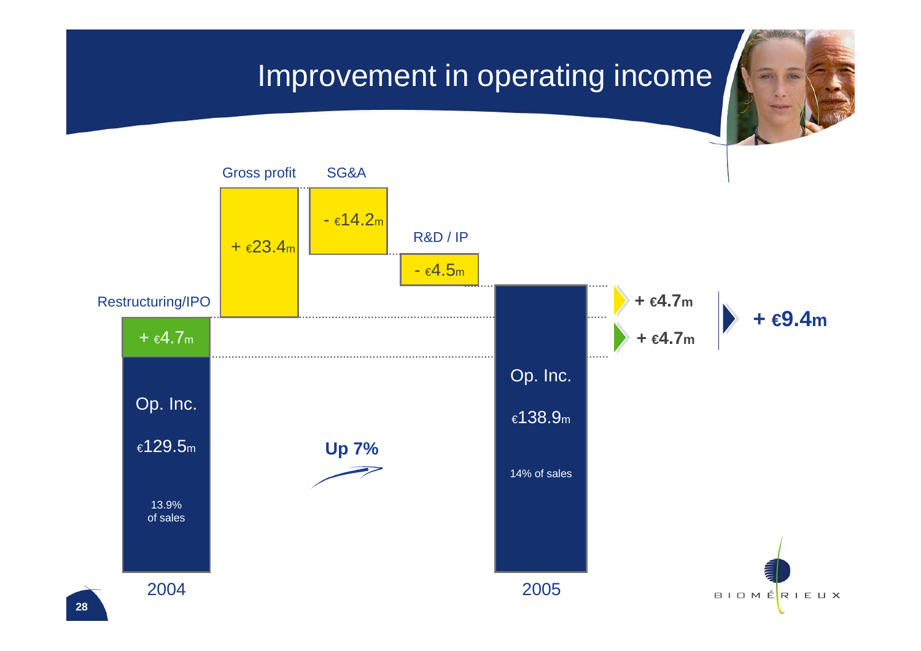# Improvement in operating income

| | Value |
|---|---|
| 2004 Op. Inc. | €129.5m (13.9% of sales) |
| Restructuring/IPO | + €4.7m |
| Gross profit | + €23.4m |
| SG&A | - €14.2m |
| R&D / IP | - €4.5m |
| 2005 Op. Inc. | €138.9m (14% of sales) |

Up 7%

+ €4.7m

+ €4.7m

**+ €9.4m**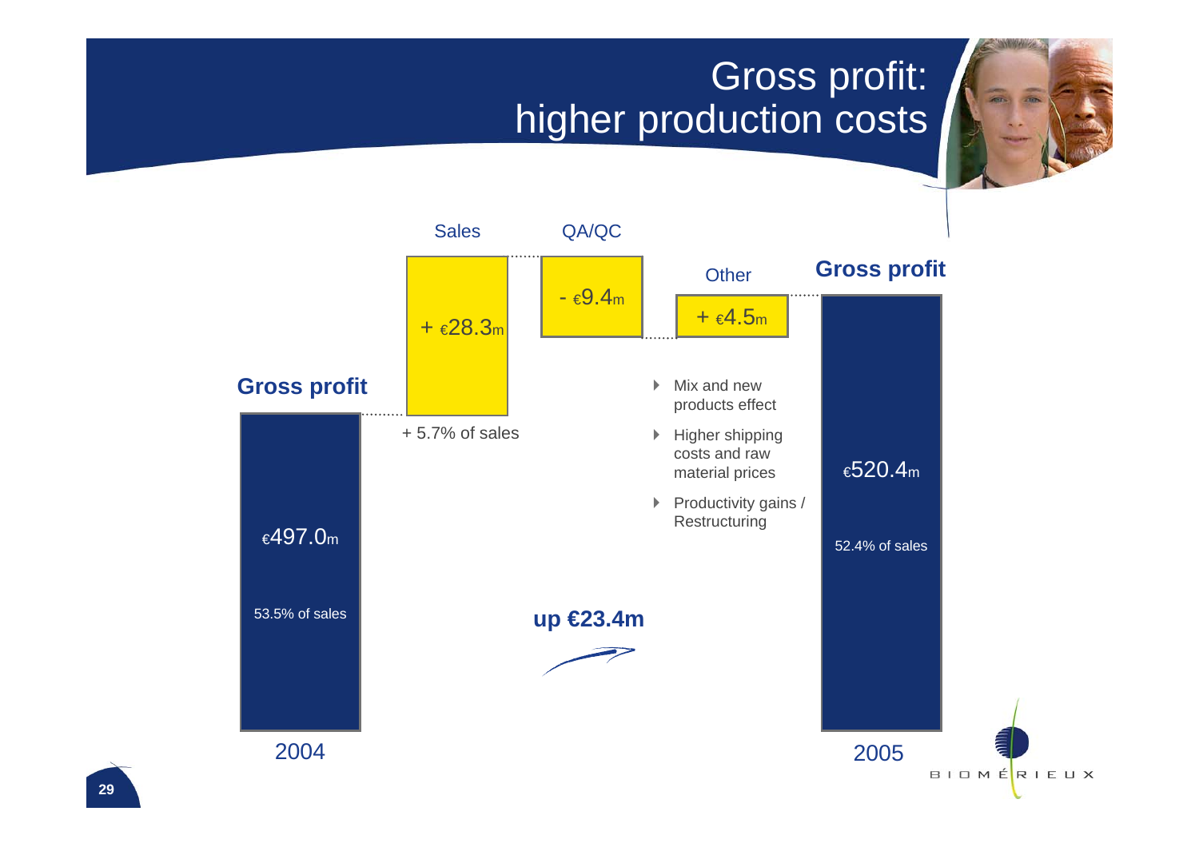# Gross profit: higher production costs

**Gross profit**

2004

€497.0m

53.5% of sales

Sales

+ €28.3m

+ 5.7% of sales

QA/QC

- €9.4m

Other

+ €4.5m

- Mix and new products effect
- Higher shipping costs and raw material prices
- Productivity gains / Restructuring

**up €23.4m**

**Gross profit**

2005

€520.4m

52.4% of sales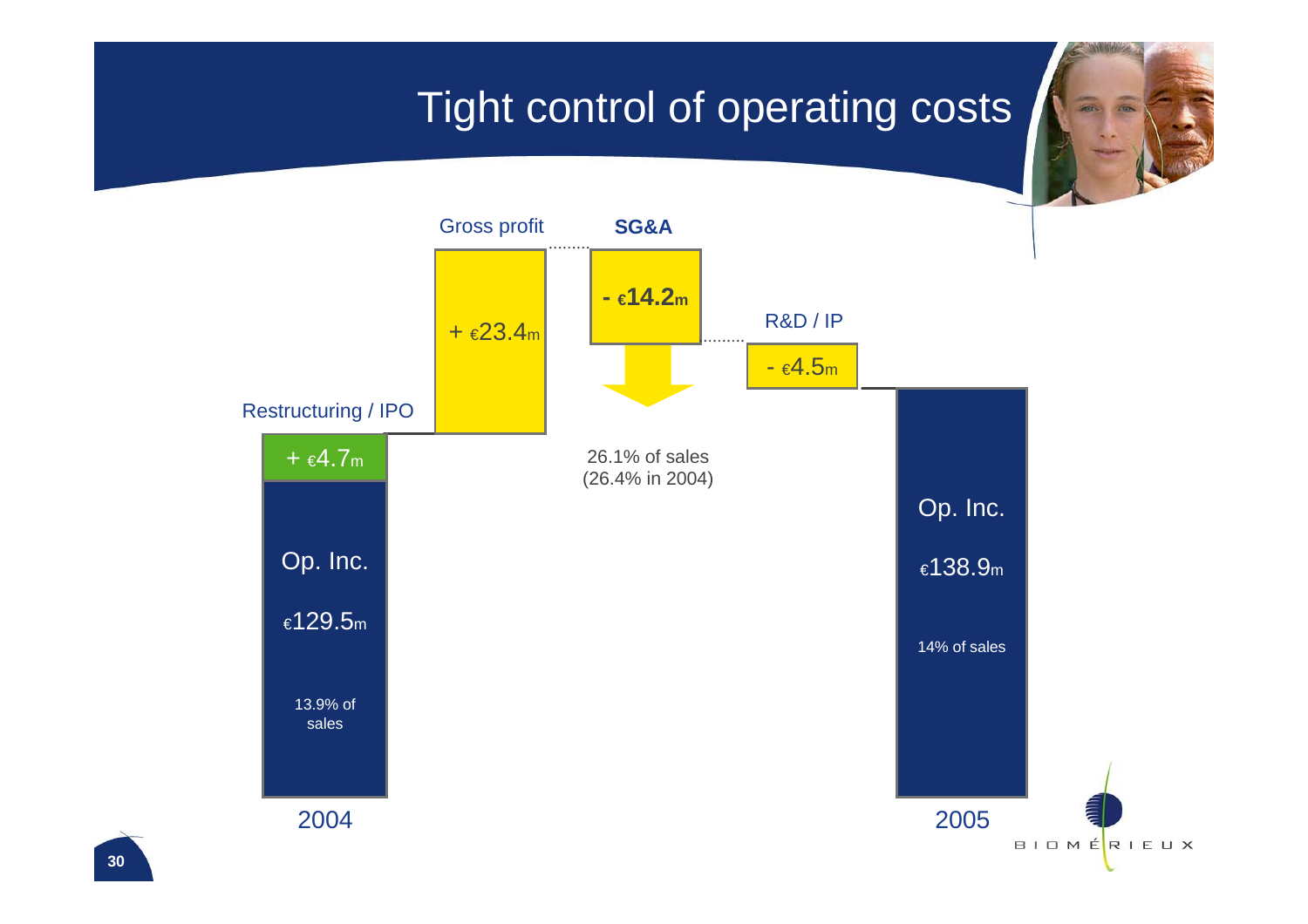# Tight control of operating costs

| | Op. Inc. 2004 | Restructuring / IPO | Gross profit | SG&A | R&D / IP | Op. Inc. 2005 |
|---|---|---|---|---|---|---|
| Amount | €129.5m | + €4.7m | + €23.4m | **- €14.2m** | - €4.5m | €138.9m |
| % of sales | 13.9% of sales | | | 26.1% of sales (26.4% in 2004) | | 14% of sales |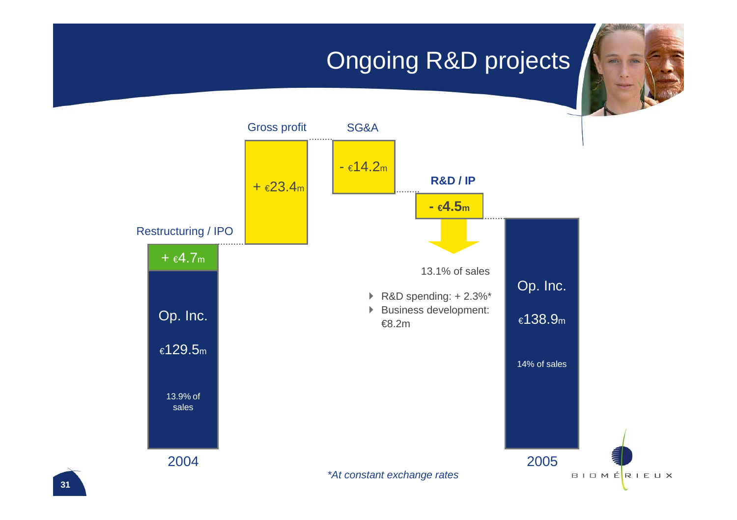# Ongoing R&D projects

**2004**

Op. Inc.

€129.5m

13.9% of sales

Restructuring / IPO: + €4.7m

Gross profit: + €23.4m

SG&A: - €14.2m

**R&D / IP**: **- €4.5m**

13.1% of sales

- R&D spending: + 2.3%*
- Business development: €8.2m

**2005**

Op. Inc.

€138.9m

14% of sales

*\*At constant exchange rates*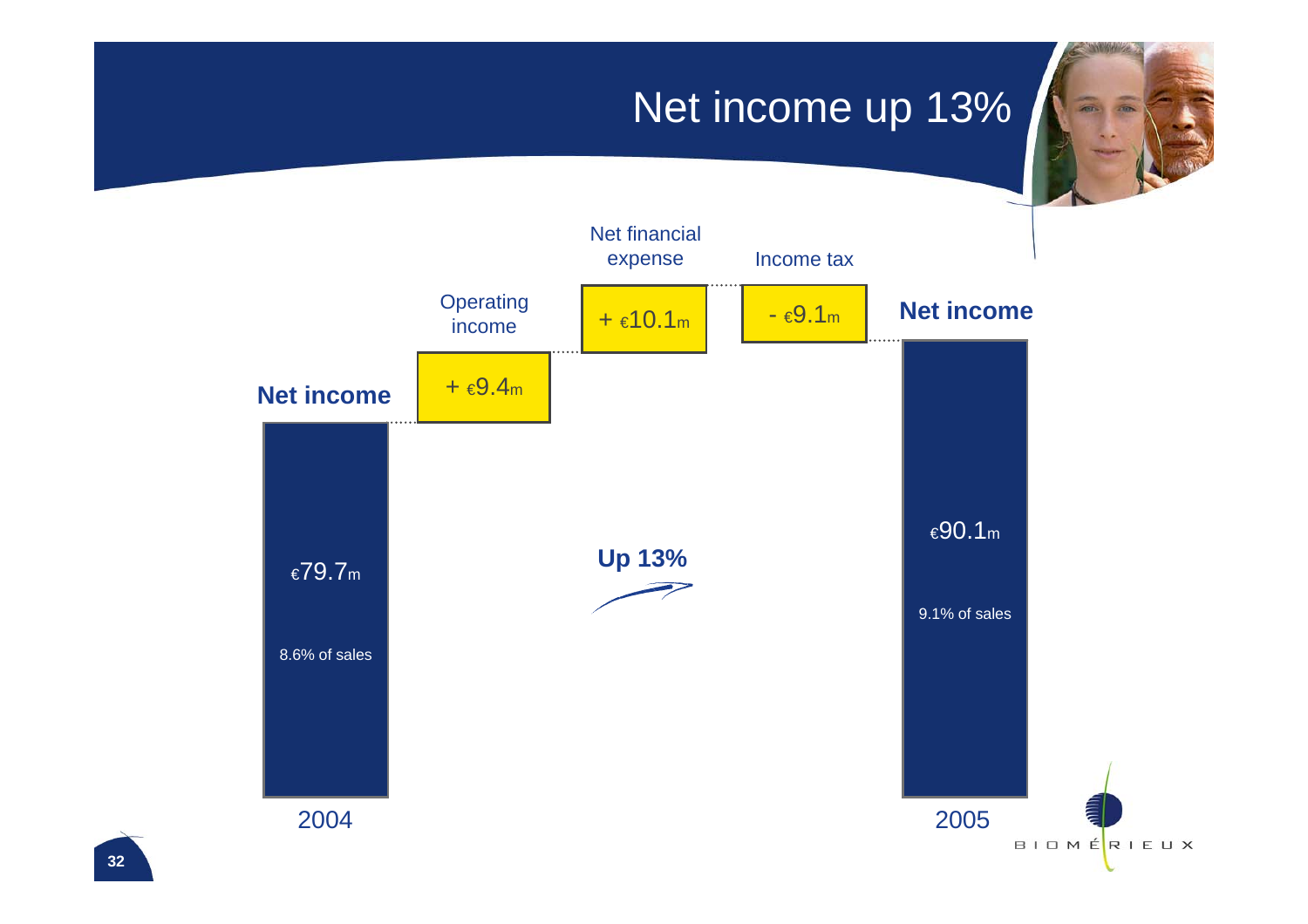# Net income up 13%

Net income

€79.7m

8.6% of sales

2004

Operating income

+ €9.4m

Net financial expense

+ €10.1m

Income tax

- €9.1m

Net income

€90.1m

9.1% of sales

2005

Up 13%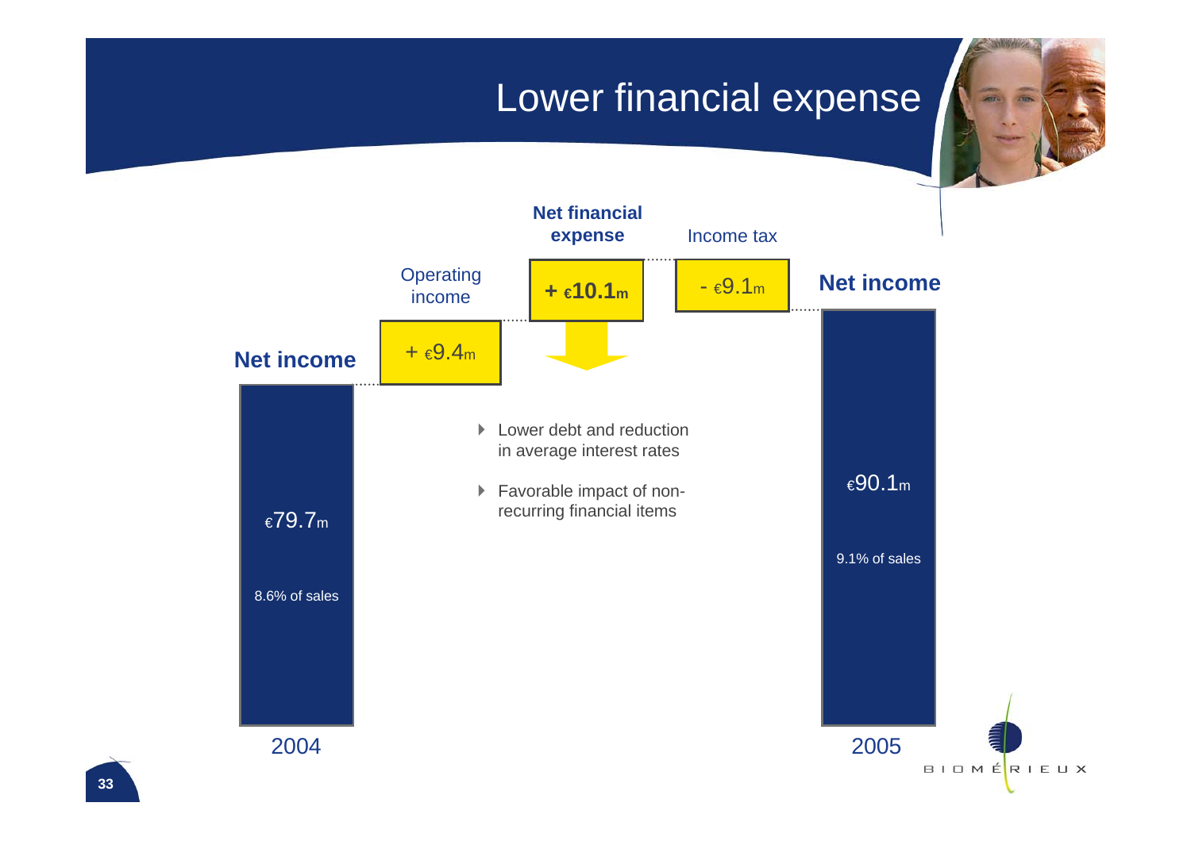# Lower financial expense

**Net income** 2004: €79.7m — 8.6% of sales

Operating income: + €9.4m

**Net financial expense**: **+ €10.1m**

Income tax: - €9.1m

**Net income** 2005: €90.1m — 9.1% of sales

- Lower debt and reduction in average interest rates
- Favorable impact of non-recurring financial items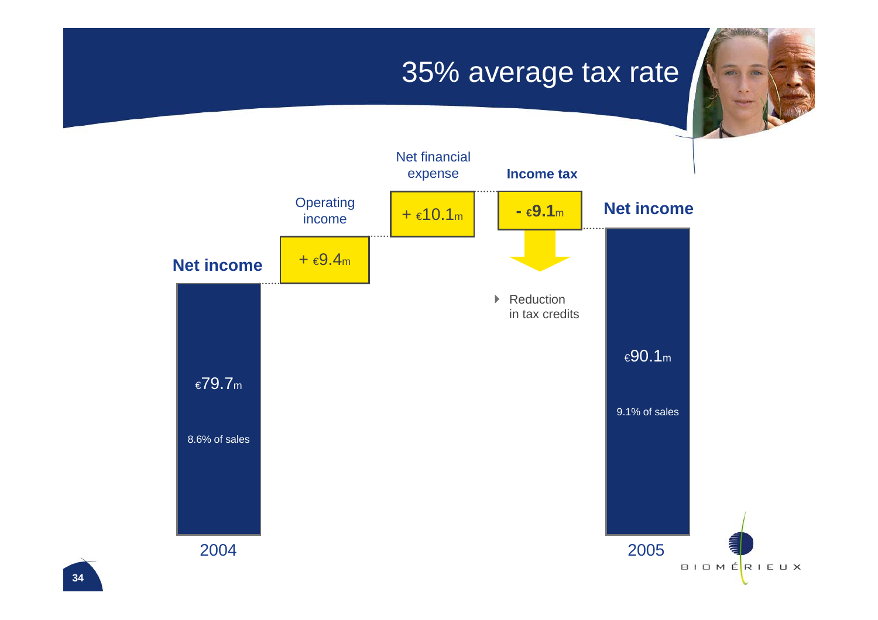# 35% average tax rate

**Net income** 2004: €79.7m — 8.6% of sales

Operating income: + €9.4m

Net financial expense: + €10.1m

**Income tax**: **- €9.1m**

- Reduction in tax credits

**Net income** 2005: €90.1m — 9.1% of sales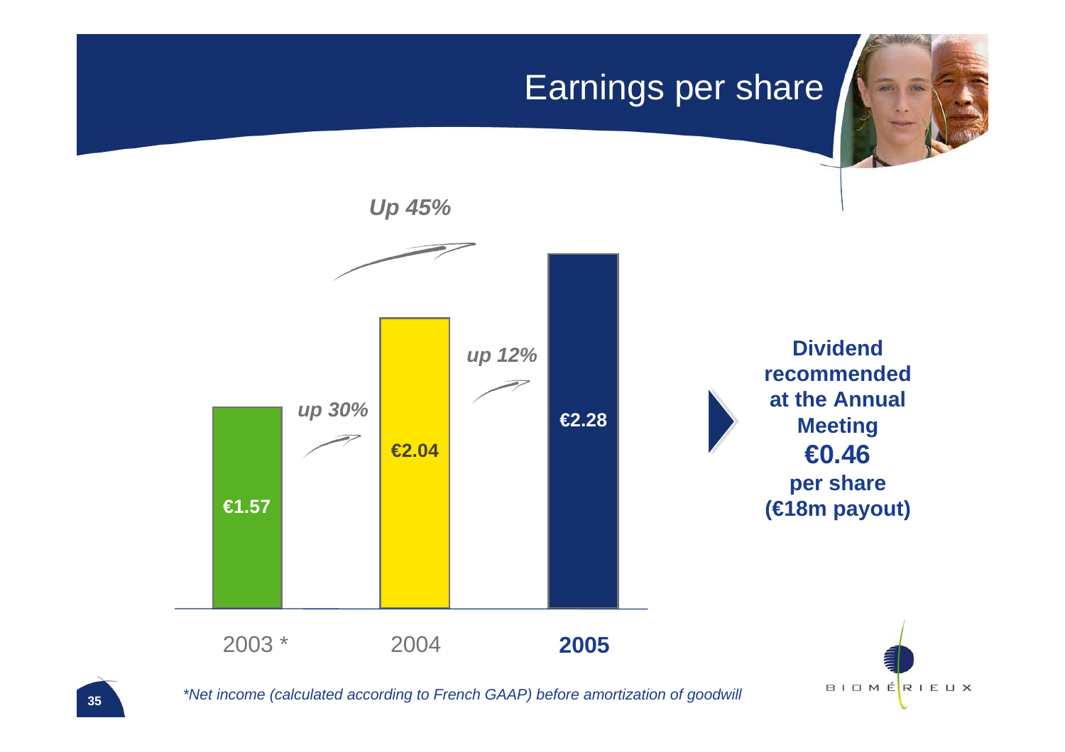# Earnings per share

*Up 45%*

| 2003 * | 2004 | **2005** |
|---|---|---|
| €1.57 | €2.04 | €2.28 |

*up 30%* (2003–2004)

*up 12%* (2004–2005)

**Dividend recommended at the Annual Meeting**
**€0.46**
**per share**
**(€18m payout)**

*\*Net income (calculated according to French GAAP) before amortization of goodwill*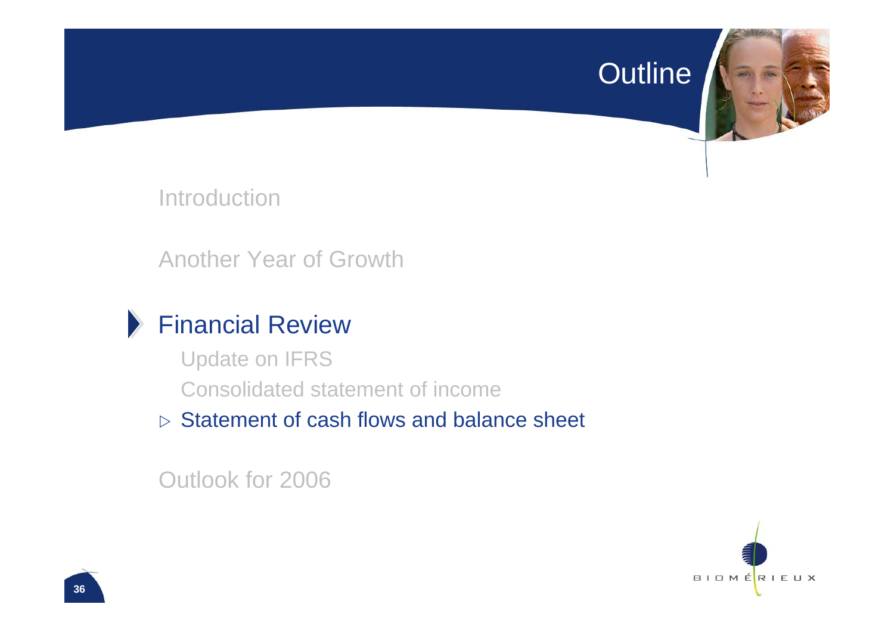# Outline

Introduction

Another Year of Growth

## Financial Review

- Update on IFRS
- Consolidated statement of income
- ▷ Statement of cash flows and balance sheet

Outlook for 2006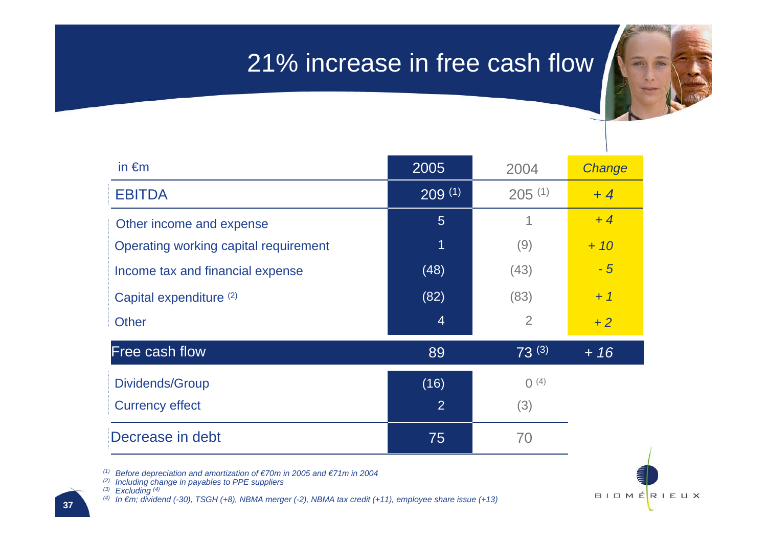# 21% increase in free cash flow

| in €m | 2005 | 2004 | Change |
|---|---|---|---|
| EBITDA | 209 [(1)] | 205 [(1)] | *+ 4* |
| Other income and expense | 5 | 1 | *+ 4* |
| Operating working capital requirement | 1 | (9) | *+ 10* |
| Income tax and financial expense | (48) | (43) | *- 5* |
| Capital expenditure [(2)] | (82) | (83) | *+ 1* |
| Other | 4 | 2 | *+ 2* |
| Free cash flow | 89 | 73 [(3)] | *+ 16* |
| Dividends/Group | (16) | 0 [(4)] | |
| Currency effect | 2 | (3) | |
| Decrease in debt | 75 | 70 | |

*(1) Before depreciation and amortization of €70m in 2005 and €71m in 2004*
*(2) Including change in payables to PPE suppliers*
*(3) Excluding [(4)]*
*(4) In €m; dividend (-30), TSGH (+8), NBMA merger (-2), NBMA tax credit (+11), employee share issue (+13)*

BIOMÉRIEUX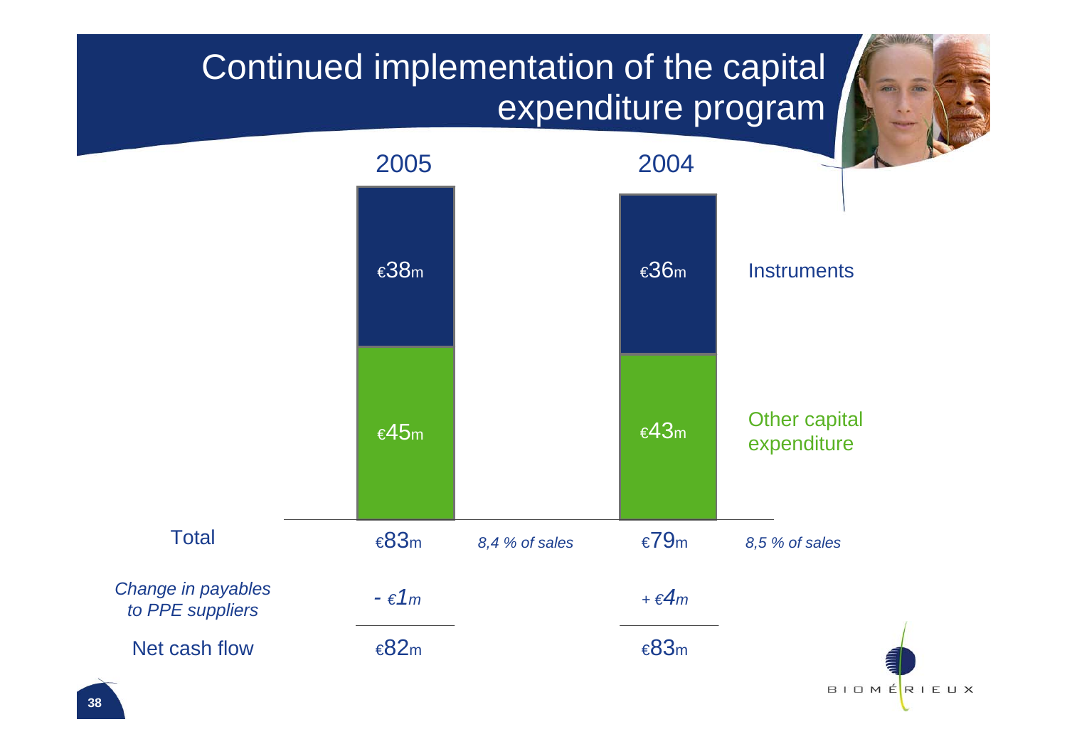# Continued implementation of the capital expenditure program

| | 2005 | | 2004 | |
|---|---|---|---|---|
| Instruments | €38m | | €36m | |
| Other capital expenditure | €45m | | €43m | |
| Total | €83m | *8,4 % of sales* | €79m | *8,5 % of sales* |
| *Change in payables to PPE suppliers* | *- €1m* | | *+ €4m* | |
| Net cash flow | €82m | | €83m | |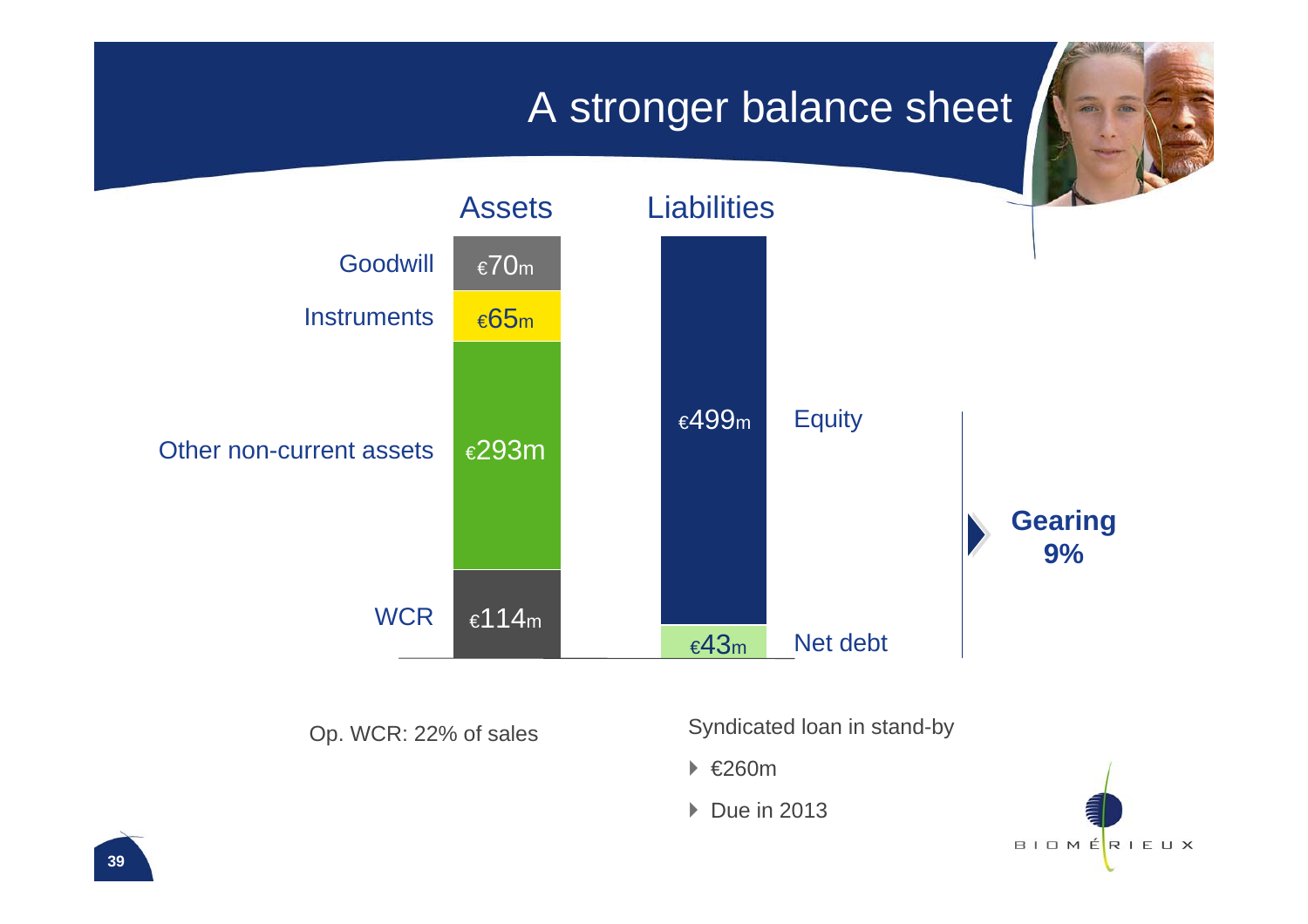# A stronger balance sheet

| Assets | | Liabilities | |
|---|---|---|---|
| Goodwill | €70m | Equity | €499m |
| Instruments | €65m | Net debt | €43m |
| Other non-current assets | €293m | | |
| WCR | €114m | | |

**Gearing 9%**

Op. WCR: 22% of sales

Syndicated loan in stand-by

- €260m
- Due in 2013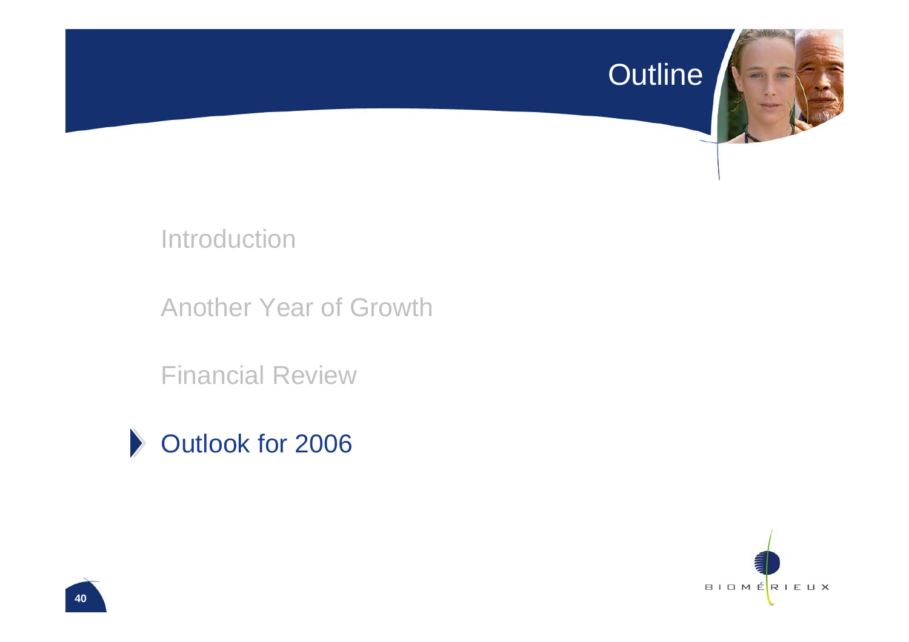# Outline

- Introduction
- Another Year of Growth
- Financial Review
- **Outlook for 2006**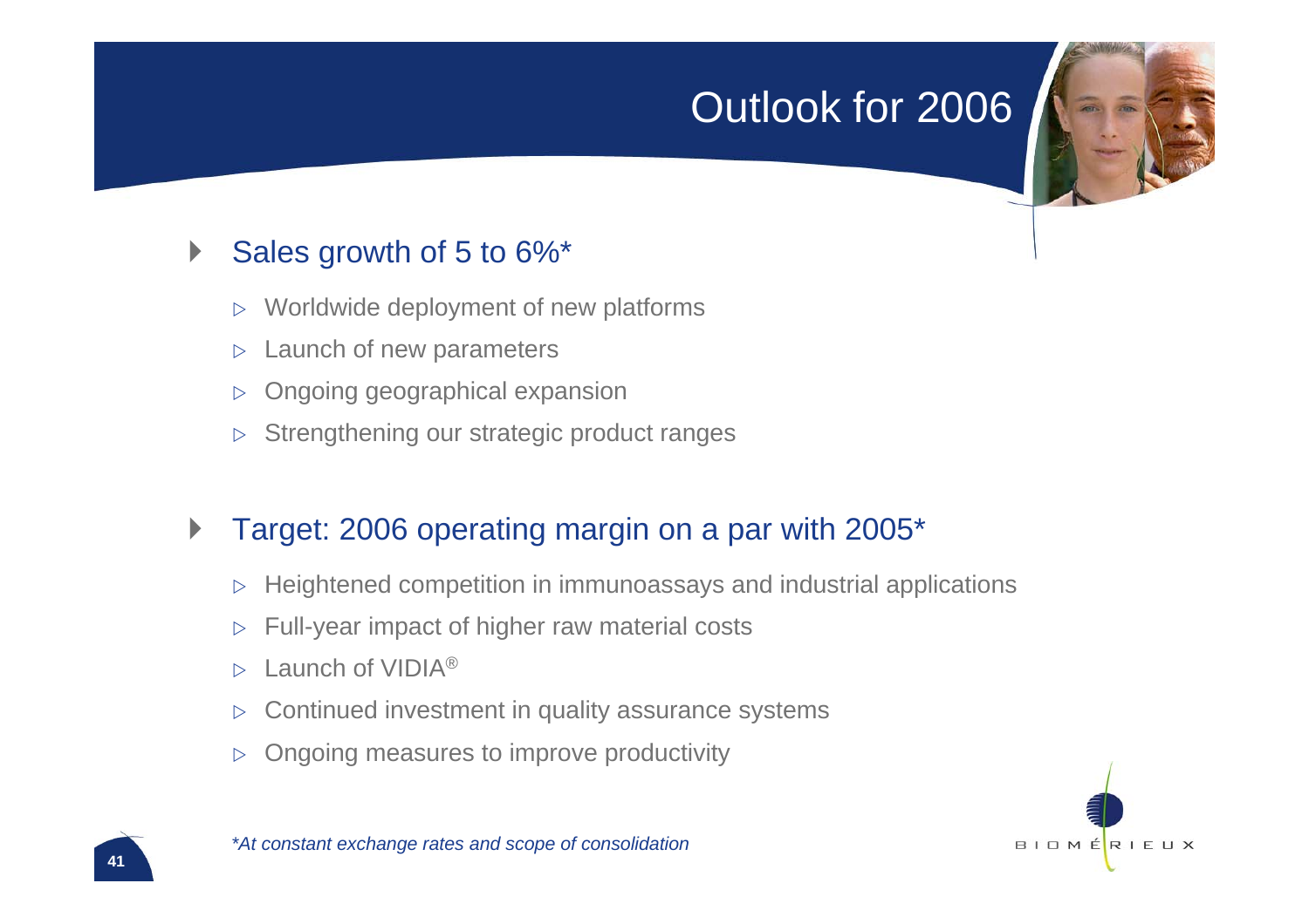# Outlook for 2006

- Sales growth of 5 to 6%*
  - Worldwide deployment of new platforms
  - Launch of new parameters
  - Ongoing geographical expansion
  - Strengthening our strategic product ranges

- Target: 2006 operating margin on a par with 2005*
  - Heightened competition in immunoassays and industrial applications
  - Full-year impact of higher raw material costs
  - Launch of VIDIA®
  - Continued investment in quality assurance systems
  - Ongoing measures to improve productivity

*\*At constant exchange rates and scope of consolidation*

BIOMÉRIEUX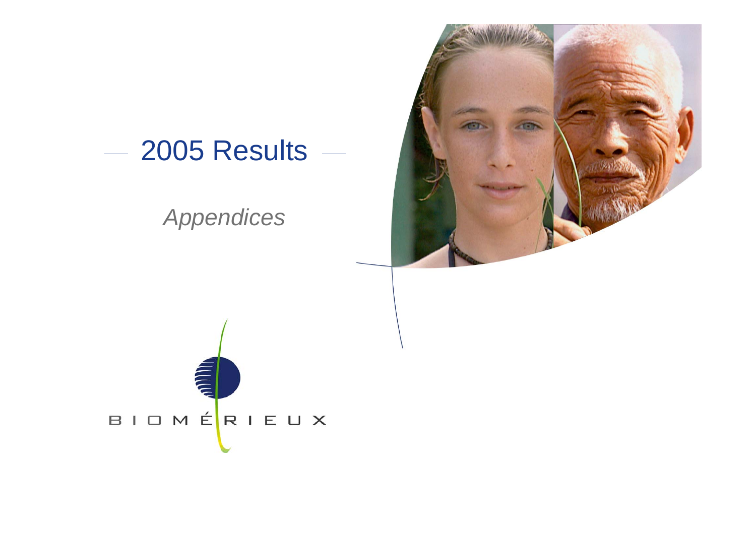# 2005 Results

*Appendices*

BIOMÉRIEUX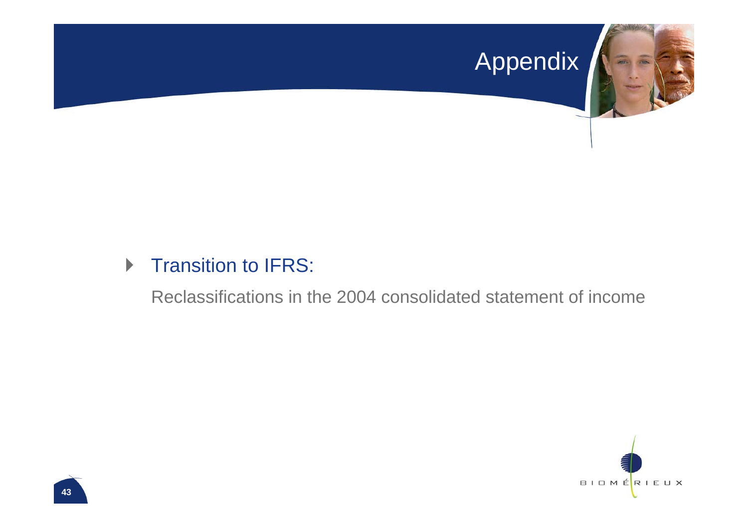# Appendix

- Transition to IFRS:

  Reclassifications in the 2004 consolidated statement of income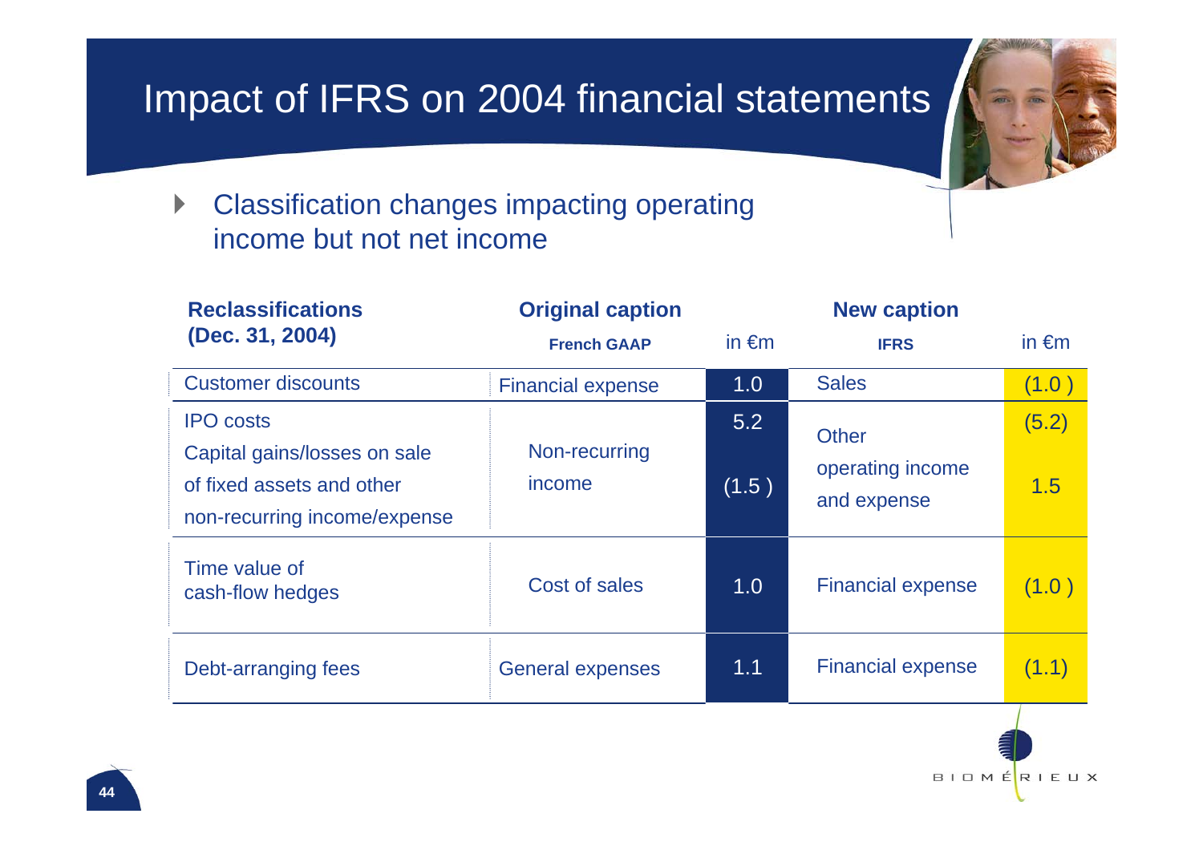# Impact of IFRS on 2004 financial statements

- Classification changes impacting operating income but not net income

| Reclassifications (Dec. 31, 2004) | Original caption French GAAP | in €m | New caption IFRS | in €m |
|---|---|---|---|---|
| Customer discounts | Financial expense | 1.0 | Sales | (1.0 ) |
| IPO costs | Non-recurring income | 5.2 | Other operating income and expense | (5.2) |
| Capital gains/losses on sale of fixed assets and other non-recurring income/expense | | (1.5 ) | | 1.5 |
| Time value of cash-flow hedges | Cost of sales | 1.0 | Financial expense | (1.0 ) |
| Debt-arranging fees | General expenses | 1.1 | Financial expense | (1.1) |

BIOMÉRIEUX